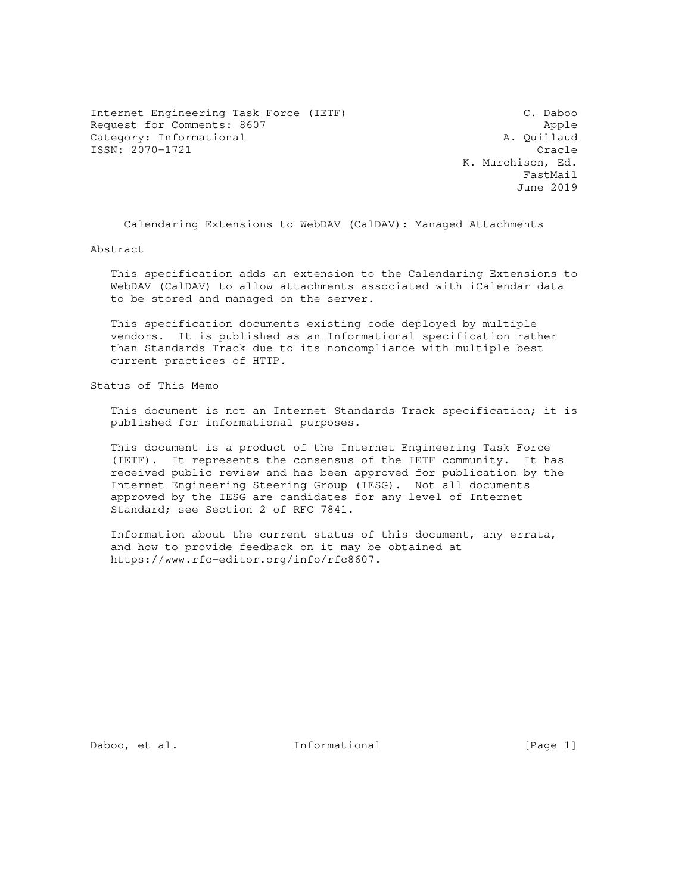Internet Engineering Task Force (IETF) C. Daboo
Request for Comments: 8607 Apple
Category: Informational A. Quillaud
ISSN: 2070-1721 Oracle
K. Murchison, Ed.
FastMail
June 2019

# Calendaring Extensions to WebDAV (CalDAV): Managed Attachments

## Abstract

This specification adds an extension to the Calendaring Extensions to WebDAV (CalDAV) to allow attachments associated with iCalendar data to be stored and managed on the server.

This specification documents existing code deployed by multiple vendors. It is published as an Informational specification rather than Standards Track due to its noncompliance with multiple best current practices of HTTP.

## Status of This Memo

This document is not an Internet Standards Track specification; it is published for informational purposes.

This document is a product of the Internet Engineering Task Force (IETF). It represents the consensus of the IETF community. It has received public review and has been approved for publication by the Internet Engineering Steering Group (IESG). Not all documents approved by the IESG are candidates for any level of Internet Standard; see Section 2 of RFC 7841.

Information about the current status of this document, any errata, and how to provide feedback on it may be obtained at https://www.rfc-editor.org/info/rfc8607.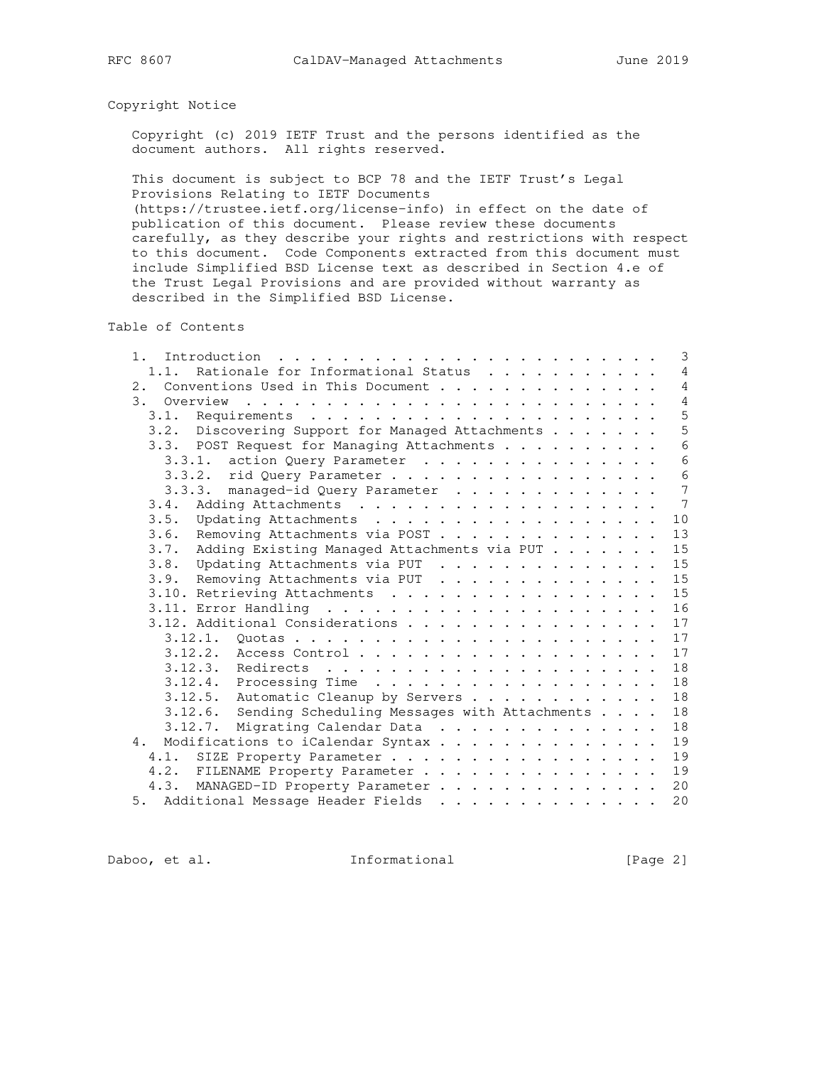## Copyright Notice

Copyright (c) 2019 IETF Trust and the persons identified as the document authors. All rights reserved.

This document is subject to BCP 78 and the IETF Trust's Legal Provisions Relating to IETF Documents (https://trustee.ietf.org/license-info) in effect on the date of publication of this document. Please review these documents carefully, as they describe your rights and restrictions with respect to this document. Code Components extracted from this document must include Simplified BSD License text as described in Section 4.e of the Trust Legal Provisions and are provided without warranty as described in the Simplified BSD License.

## Table of Contents

```
   1.  Introduction . . . . . . . . . . . . . . . . . . . . . . . .   3
     1.1.  Rationale for Informational Status . . . . . . . . . . .   4
   2.  Conventions Used in This Document . . . . . . . . . . . . . .   4
   3.  Overview  . . . . . . . . . . . . . . . . . . . . . . . . . .   4
     3.1.  Requirements  . . . . . . . . . . . . . . . . . . . . . .   5
     3.2.  Discovering Support for Managed Attachments . . . . . . .   5
     3.3.  POST Request for Managing Attachments . . . . . . . . . .   6
       3.3.1.  action Query Parameter  . . . . . . . . . . . . . . .   6
       3.3.2.  rid Query Parameter . . . . . . . . . . . . . . . . .   6
       3.3.3.  managed-id Query Parameter  . . . . . . . . . . . . .   7
     3.4.  Adding Attachments  . . . . . . . . . . . . . . . . . . .   7
     3.5.  Updating Attachments  . . . . . . . . . . . . . . . . . .  10
     3.6.  Removing Attachments via POST . . . . . . . . . . . . . .  13
     3.7.  Adding Existing Managed Attachments via PUT . . . . . . .  15
     3.8.  Updating Attachments via PUT  . . . . . . . . . . . . . .  15
     3.9.  Removing Attachments via PUT  . . . . . . . . . . . . . .  15
     3.10. Retrieving Attachments  . . . . . . . . . . . . . . . . .  15
     3.11. Error Handling  . . . . . . . . . . . . . . . . . . . . .  16
     3.12. Additional Considerations . . . . . . . . . . . . . . . .  17
       3.12.1.  Quotas . . . . . . . . . . . . . . . . . . . . . . .  17
       3.12.2.  Access Control . . . . . . . . . . . . . . . . . . .  17
       3.12.3.  Redirects  . . . . . . . . . . . . . . . . . . . . .  18
       3.12.4.  Processing Time  . . . . . . . . . . . . . . . . . .  18
       3.12.5.  Automatic Cleanup by Servers . . . . . . . . . . . .  18
       3.12.6.  Sending Scheduling Messages with Attachments . . . .  18
       3.12.7.  Migrating Calendar Data  . . . . . . . . . . . . . .  18
   4.  Modifications to iCalendar Syntax . . . . . . . . . . . . . .  19
     4.1.  SIZE Property Parameter . . . . . . . . . . . . . . . . .  19
     4.2.  FILENAME Property Parameter . . . . . . . . . . . . . . .  19
     4.3.  MANAGED-ID Property Parameter . . . . . . . . . . . . . .  20
   5.  Additional Message Header Fields  . . . . . . . . . . . . . .  20
```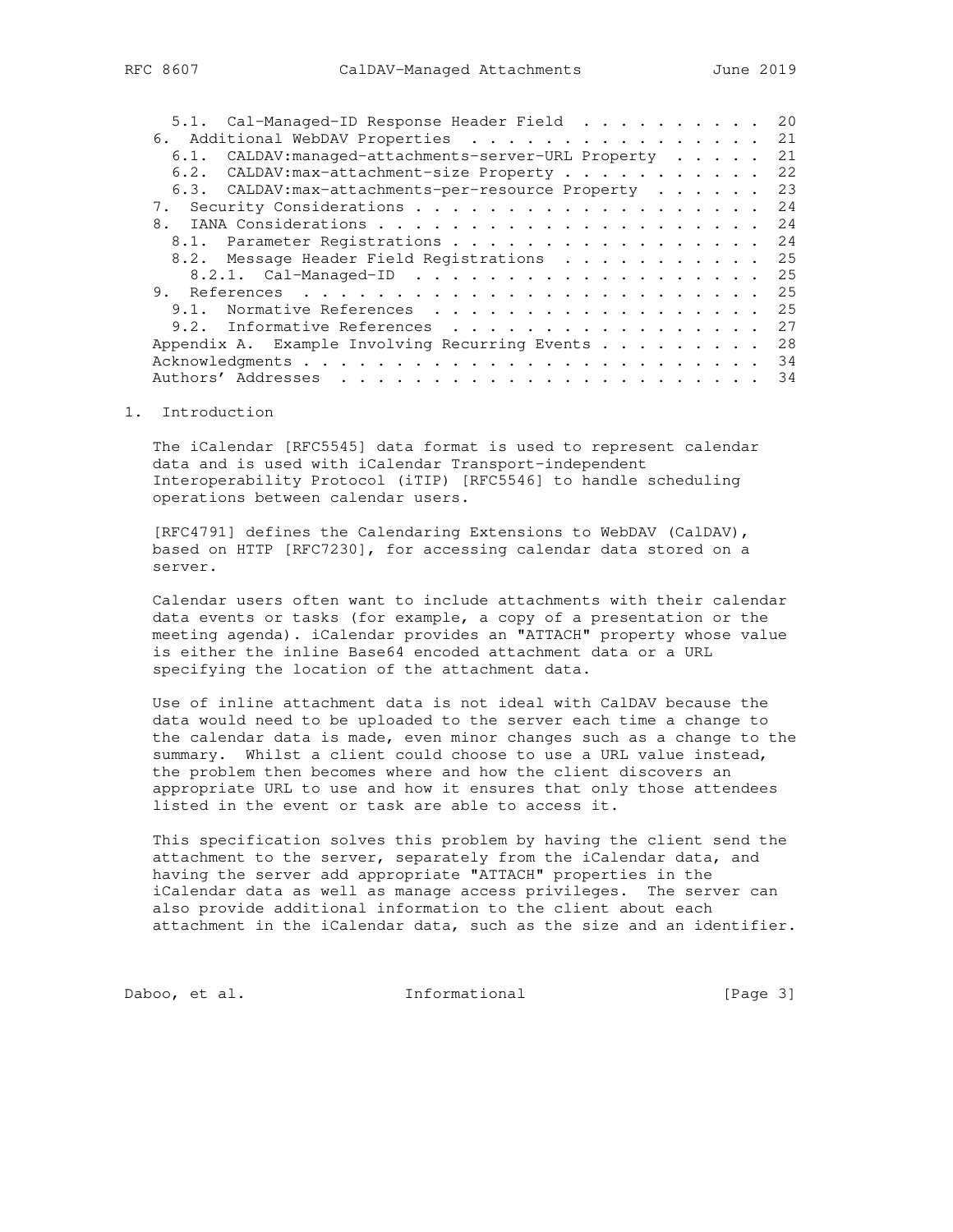5.1. Cal-Managed-ID Response Header Field . . . . . . . . . . 20
6. Additional WebDAV Properties . . . . . . . . . . . . . . . . 21
6.1. CALDAV:managed-attachments-server-URL Property . . . . . 21
6.2. CALDAV:max-attachment-size Property . . . . . . . . . . . 22
6.3. CALDAV:max-attachments-per-resource Property . . . . . . 23
7. Security Considerations . . . . . . . . . . . . . . . . . . . 24
8. IANA Considerations . . . . . . . . . . . . . . . . . . . . . 24
8.1. Parameter Registrations . . . . . . . . . . . . . . . . . 24
8.2. Message Header Field Registrations . . . . . . . . . . . 25
8.2.1. Cal-Managed-ID . . . . . . . . . . . . . . . . . . . 25
9. References . . . . . . . . . . . . . . . . . . . . . . . . . 25
9.1. Normative References . . . . . . . . . . . . . . . . . . 25
9.2. Informative References . . . . . . . . . . . . . . . . . 27
Appendix A. Example Involving Recurring Events . . . . . . . . . 28
Acknowledgments . . . . . . . . . . . . . . . . . . . . . . . . . 34
Authors' Addresses . . . . . . . . . . . . . . . . . . . . . . . 34

# 1. Introduction

The iCalendar [RFC5545] data format is used to represent calendar data and is used with iCalendar Transport-independent Interoperability Protocol (iTIP) [RFC5546] to handle scheduling operations between calendar users.

[RFC4791] defines the Calendaring Extensions to WebDAV (CalDAV), based on HTTP [RFC7230], for accessing calendar data stored on a server.

Calendar users often want to include attachments with their calendar data events or tasks (for example, a copy of a presentation or the meeting agenda). iCalendar provides an "ATTACH" property whose value is either the inline Base64 encoded attachment data or a URL specifying the location of the attachment data.

Use of inline attachment data is not ideal with CalDAV because the data would need to be uploaded to the server each time a change to the calendar data is made, even minor changes such as a change to the summary. Whilst a client could choose to use a URL value instead, the problem then becomes where and how the client discovers an appropriate URL to use and how it ensures that only those attendees listed in the event or task are able to access it.

This specification solves this problem by having the client send the attachment to the server, separately from the iCalendar data, and having the server add appropriate "ATTACH" properties in the iCalendar data as well as manage access privileges. The server can also provide additional information to the client about each attachment in the iCalendar data, such as the size and an identifier.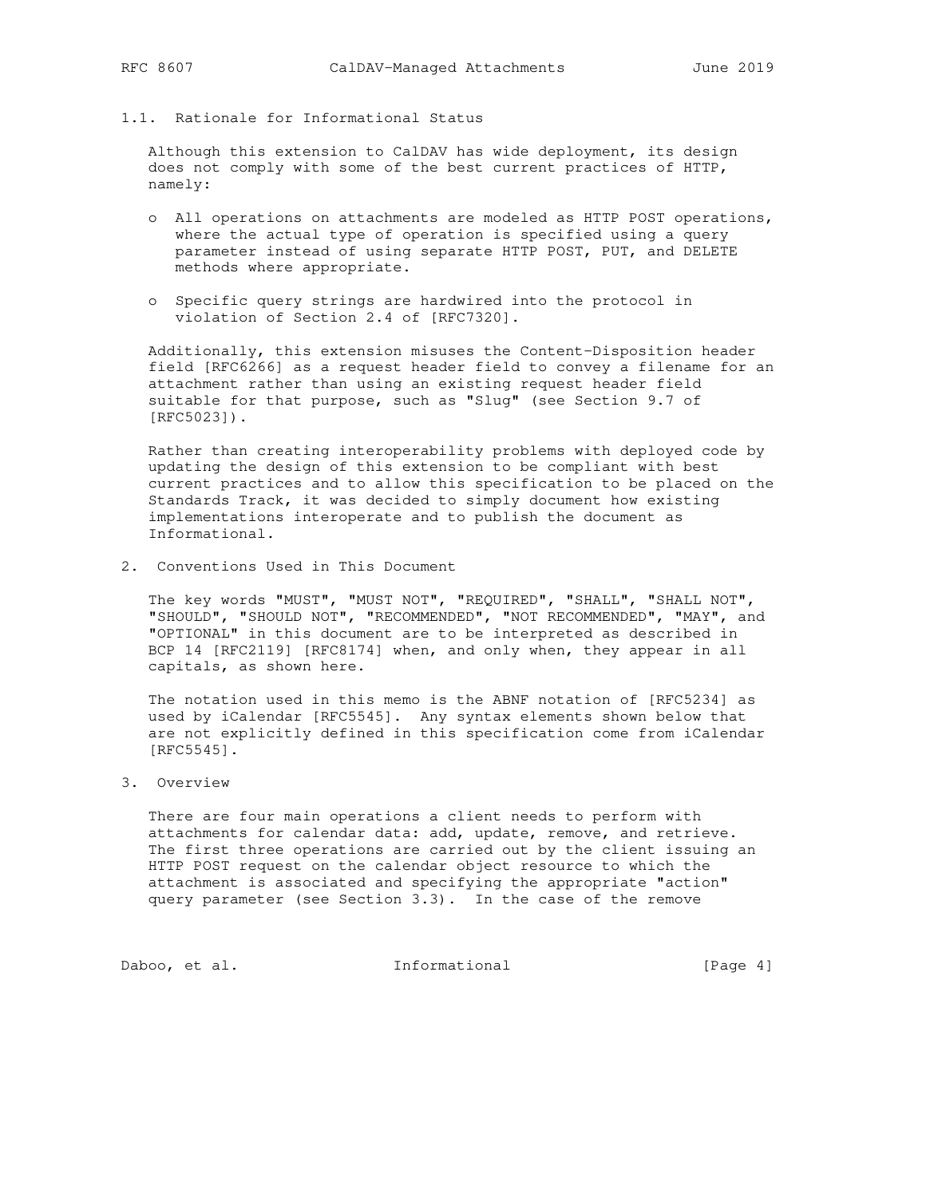### 1.1. Rationale for Informational Status

Although this extension to CalDAV has wide deployment, its design does not comply with some of the best current practices of HTTP, namely:

- All operations on attachments are modeled as HTTP POST operations, where the actual type of operation is specified using a query parameter instead of using separate HTTP POST, PUT, and DELETE methods where appropriate.
- Specific query strings are hardwired into the protocol in violation of Section 2.4 of [RFC7320].

Additionally, this extension misuses the Content-Disposition header field [RFC6266] as a request header field to convey a filename for an attachment rather than using an existing request header field suitable for that purpose, such as "Slug" (see Section 9.7 of [RFC5023]).

Rather than creating interoperability problems with deployed code by updating the design of this extension to be compliant with best current practices and to allow this specification to be placed on the Standards Track, it was decided to simply document how existing implementations interoperate and to publish the document as Informational.

## 2. Conventions Used in This Document

The key words "MUST", "MUST NOT", "REQUIRED", "SHALL", "SHALL NOT", "SHOULD", "SHOULD NOT", "RECOMMENDED", "NOT RECOMMENDED", "MAY", and "OPTIONAL" in this document are to be interpreted as described in BCP 14 [RFC2119] [RFC8174] when, and only when, they appear in all capitals, as shown here.

The notation used in this memo is the ABNF notation of [RFC5234] as used by iCalendar [RFC5545]. Any syntax elements shown below that are not explicitly defined in this specification come from iCalendar [RFC5545].

## 3. Overview

There are four main operations a client needs to perform with attachments for calendar data: add, update, remove, and retrieve. The first three operations are carried out by the client issuing an HTTP POST request on the calendar object resource to which the attachment is associated and specifying the appropriate "action" query parameter (see Section 3.3). In the case of the remove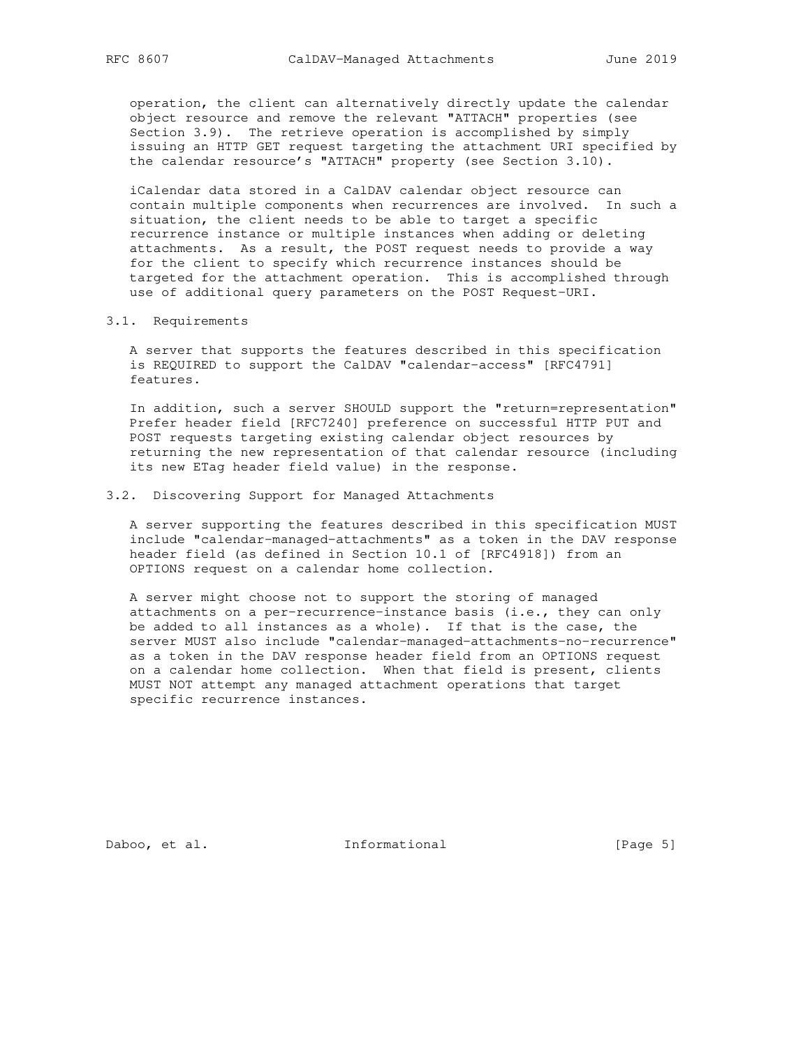operation, the client can alternatively directly update the calendar object resource and remove the relevant "ATTACH" properties (see Section 3.9). The retrieve operation is accomplished by simply issuing an HTTP GET request targeting the attachment URI specified by the calendar resource's "ATTACH" property (see Section 3.10).

iCalendar data stored in a CalDAV calendar object resource can contain multiple components when recurrences are involved. In such a situation, the client needs to be able to target a specific recurrence instance or multiple instances when adding or deleting attachments. As a result, the POST request needs to provide a way for the client to specify which recurrence instances should be targeted for the attachment operation. This is accomplished through use of additional query parameters on the POST Request-URI.

## 3.1. Requirements

A server that supports the features described in this specification is REQUIRED to support the CalDAV "calendar-access" [RFC4791] features.

In addition, such a server SHOULD support the "return=representation" Prefer header field [RFC7240] preference on successful HTTP PUT and POST requests targeting existing calendar object resources by returning the new representation of that calendar resource (including its new ETag header field value) in the response.

## 3.2. Discovering Support for Managed Attachments

A server supporting the features described in this specification MUST include "calendar-managed-attachments" as a token in the DAV response header field (as defined in Section 10.1 of [RFC4918]) from an OPTIONS request on a calendar home collection.

A server might choose not to support the storing of managed attachments on a per-recurrence-instance basis (i.e., they can only be added to all instances as a whole). If that is the case, the server MUST also include "calendar-managed-attachments-no-recurrence" as a token in the DAV response header field from an OPTIONS request on a calendar home collection. When that field is present, clients MUST NOT attempt any managed attachment operations that target specific recurrence instances.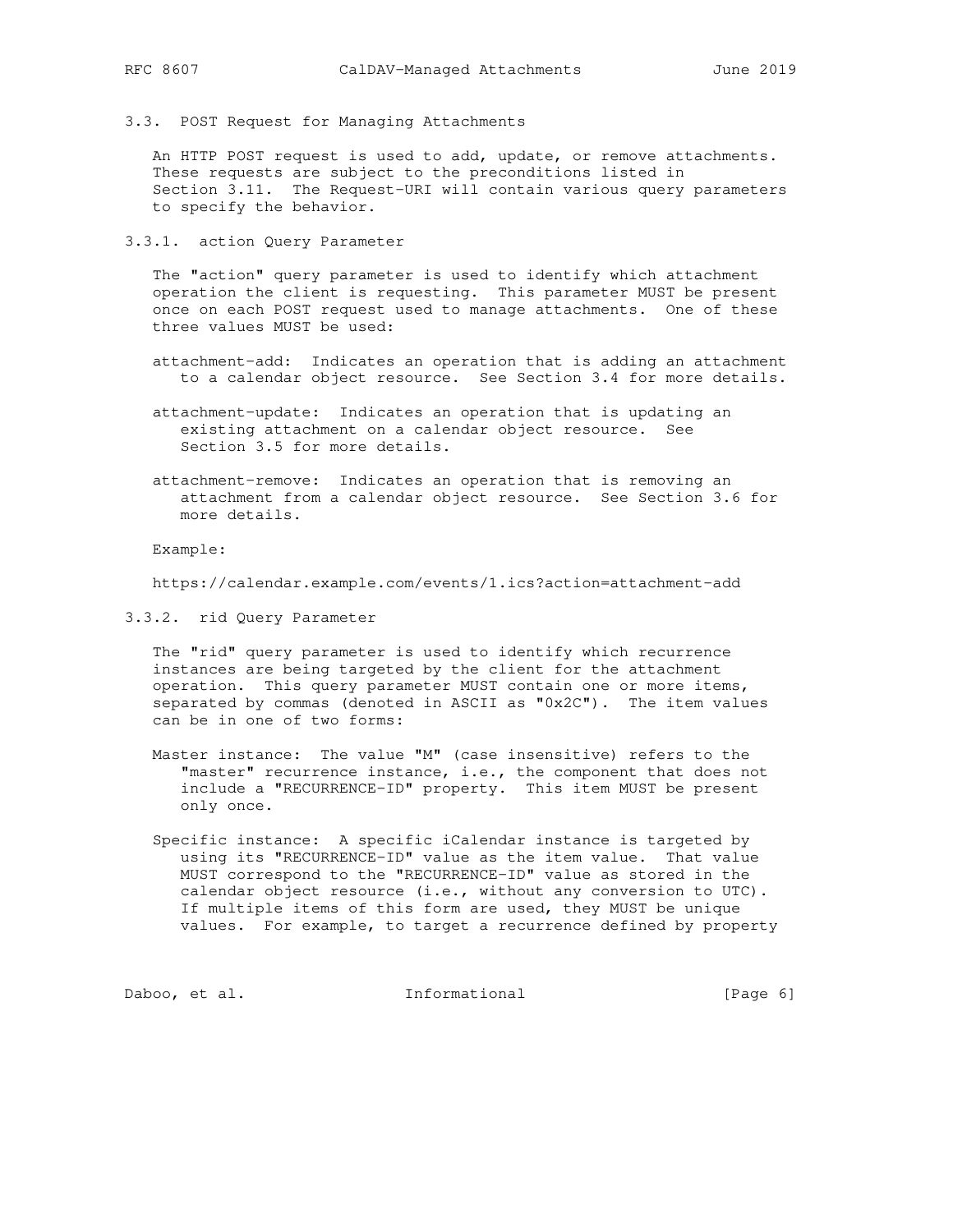### 3.3. POST Request for Managing Attachments

An HTTP POST request is used to add, update, or remove attachments. These requests are subject to the preconditions listed in Section 3.11. The Request-URI will contain various query parameters to specify the behavior.

#### 3.3.1. action Query Parameter

The "action" query parameter is used to identify which attachment operation the client is requesting. This parameter MUST be present once on each POST request used to manage attachments. One of these three values MUST be used:

attachment-add: Indicates an operation that is adding an attachment to a calendar object resource. See Section 3.4 for more details.

attachment-update: Indicates an operation that is updating an existing attachment on a calendar object resource. See Section 3.5 for more details.

attachment-remove: Indicates an operation that is removing an attachment from a calendar object resource. See Section 3.6 for more details.

Example:

```
https://calendar.example.com/events/1.ics?action=attachment-add
```

#### 3.3.2. rid Query Parameter

The "rid" query parameter is used to identify which recurrence instances are being targeted by the client for the attachment operation. This query parameter MUST contain one or more items, separated by commas (denoted in ASCII as "0x2C"). The item values can be in one of two forms:

Master instance: The value "M" (case insensitive) refers to the "master" recurrence instance, i.e., the component that does not include a "RECURRENCE-ID" property. This item MUST be present only once.

Specific instance: A specific iCalendar instance is targeted by using its "RECURRENCE-ID" value as the item value. That value MUST correspond to the "RECURRENCE-ID" value as stored in the calendar object resource (i.e., without any conversion to UTC). If multiple items of this form are used, they MUST be unique values. For example, to target a recurrence defined by property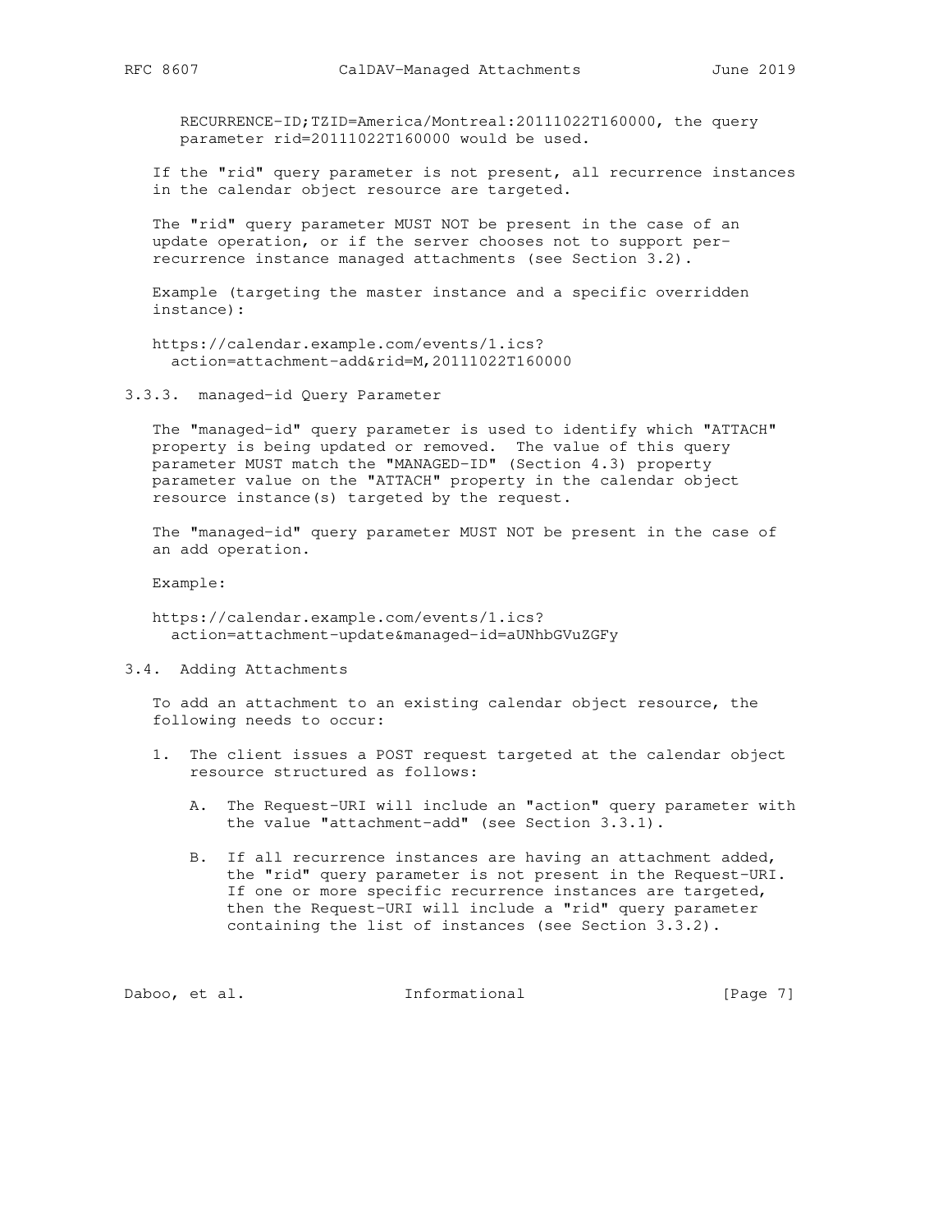RECURRENCE-ID;TZID=America/Montreal:20111022T160000, the query parameter rid=20111022T160000 would be used.

If the "rid" query parameter is not present, all recurrence instances in the calendar object resource are targeted.

The "rid" query parameter MUST NOT be present in the case of an update operation, or if the server chooses not to support per-recurrence instance managed attachments (see Section 3.2).

Example (targeting the master instance and a specific overridden instance):

```
https://calendar.example.com/events/1.ics?
  action=attachment-add&rid=M,20111022T160000
```

### 3.3.3. managed-id Query Parameter

The "managed-id" query parameter is used to identify which "ATTACH" property is being updated or removed. The value of this query parameter MUST match the "MANAGED-ID" (Section 4.3) property parameter value on the "ATTACH" property in the calendar object resource instance(s) targeted by the request.

The "managed-id" query parameter MUST NOT be present in the case of an add operation.

Example:

```
https://calendar.example.com/events/1.ics?
  action=attachment-update&managed-id=aUNhbGVuZGFy
```

## 3.4. Adding Attachments

To add an attachment to an existing calendar object resource, the following needs to occur:

1. The client issues a POST request targeted at the calendar object resource structured as follows:

   A. The Request-URI will include an "action" query parameter with the value "attachment-add" (see Section 3.3.1).

   B. If all recurrence instances are having an attachment added, the "rid" query parameter is not present in the Request-URI. If one or more specific recurrence instances are targeted, then the Request-URI will include a "rid" query parameter containing the list of instances (see Section 3.3.2).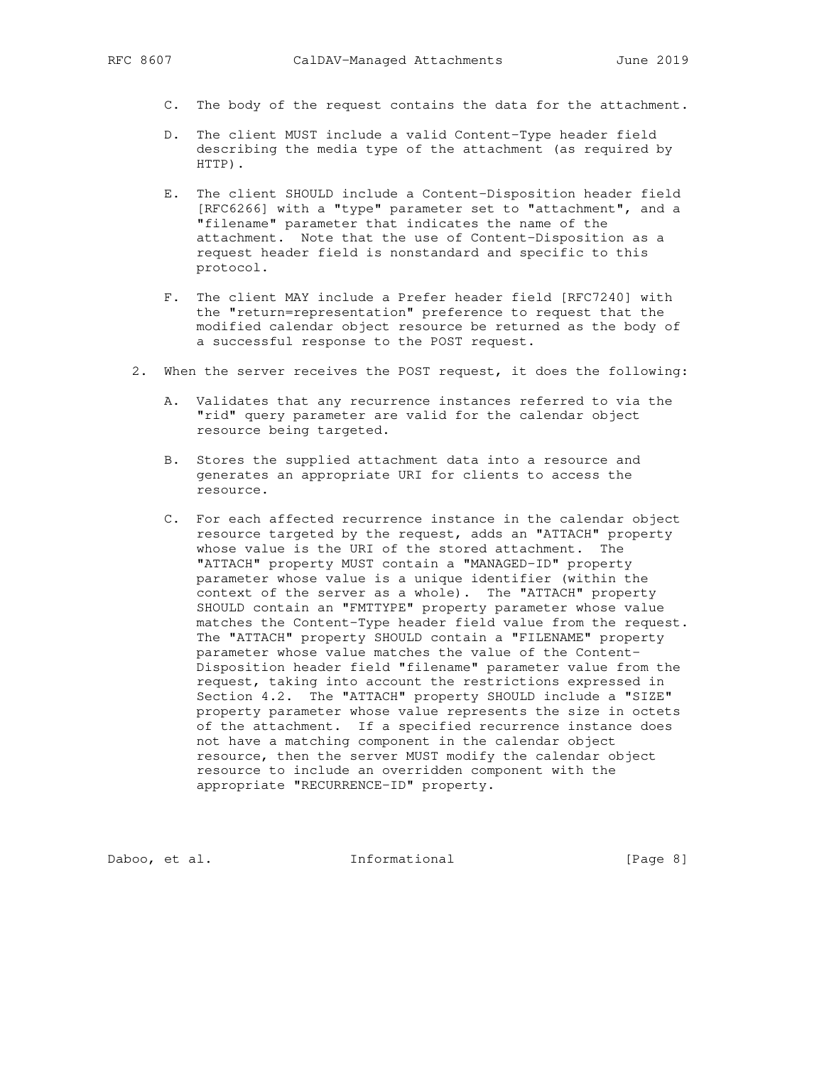C. The body of the request contains the data for the attachment.

D. The client MUST include a valid Content-Type header field describing the media type of the attachment (as required by HTTP).

E. The client SHOULD include a Content-Disposition header field [RFC6266] with a "type" parameter set to "attachment", and a "filename" parameter that indicates the name of the attachment. Note that the use of Content-Disposition as a request header field is nonstandard and specific to this protocol.

F. The client MAY include a Prefer header field [RFC7240] with the "return=representation" preference to request that the modified calendar object resource be returned as the body of a successful response to the POST request.

2. When the server receives the POST request, it does the following:

   A. Validates that any recurrence instances referred to via the "rid" query parameter are valid for the calendar object resource being targeted.

   B. Stores the supplied attachment data into a resource and generates an appropriate URI for clients to access the resource.

   C. For each affected recurrence instance in the calendar object resource targeted by the request, adds an "ATTACH" property whose value is the URI of the stored attachment. The "ATTACH" property MUST contain a "MANAGED-ID" property parameter whose value is a unique identifier (within the context of the server as a whole). The "ATTACH" property SHOULD contain an "FMTTYPE" property parameter whose value matches the Content-Type header field value from the request. The "ATTACH" property SHOULD contain a "FILENAME" property parameter whose value matches the value of the Content-Disposition header field "filename" parameter value from the request, taking into account the restrictions expressed in Section 4.2. The "ATTACH" property SHOULD include a "SIZE" property parameter whose value represents the size in octets of the attachment. If a specified recurrence instance does not have a matching component in the calendar object resource, then the server MUST modify the calendar object resource to include an overridden component with the appropriate "RECURRENCE-ID" property.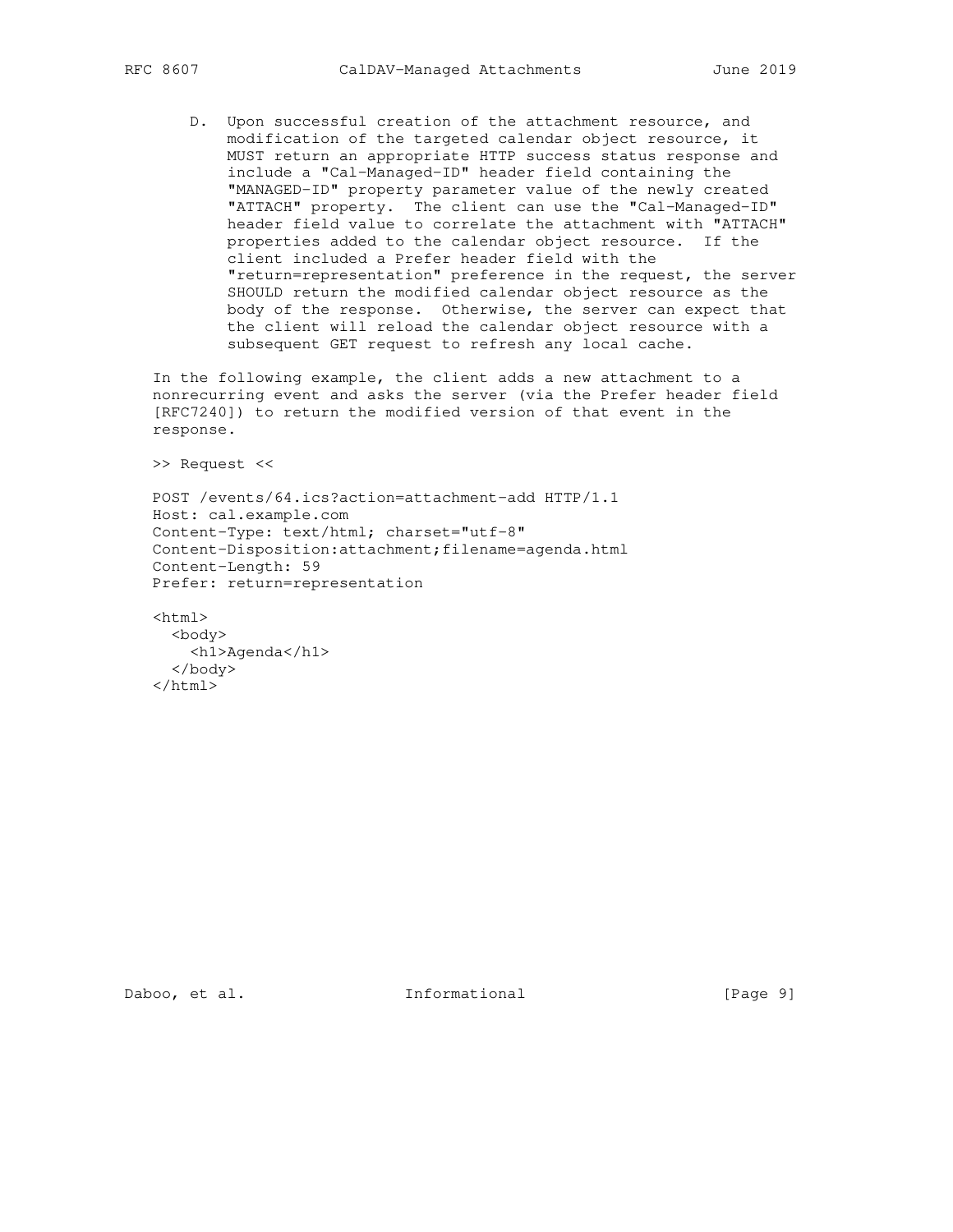D. Upon successful creation of the attachment resource, and modification of the targeted calendar object resource, it MUST return an appropriate HTTP success status response and include a "Cal-Managed-ID" header field containing the "MANAGED-ID" property parameter value of the newly created "ATTACH" property. The client can use the "Cal-Managed-ID" header field value to correlate the attachment with "ATTACH" properties added to the calendar object resource. If the client included a Prefer header field with the "return=representation" preference in the request, the server SHOULD return the modified calendar object resource as the body of the response. Otherwise, the server can expect that the client will reload the calendar object resource with a subsequent GET request to refresh any local cache.

In the following example, the client adds a new attachment to a nonrecurring event and asks the server (via the Prefer header field [RFC7240]) to return the modified version of that event in the response.

```
>> Request <<

POST /events/64.ics?action=attachment-add HTTP/1.1
Host: cal.example.com
Content-Type: text/html; charset="utf-8"
Content-Disposition:attachment;filename=agenda.html
Content-Length: 59
Prefer: return=representation

<html>
  <body>
    <h1>Agenda</h1>
  </body>
</html>
```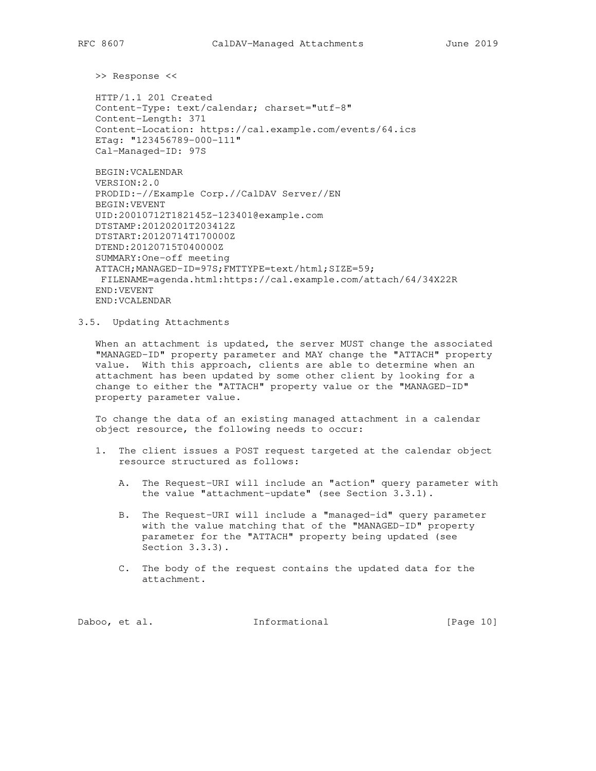```
>> Response <<

HTTP/1.1 201 Created
Content-Type: text/calendar; charset="utf-8"
Content-Length: 371
Content-Location: https://cal.example.com/events/64.ics
ETag: "123456789-000-111"
Cal-Managed-ID: 97S

BEGIN:VCALENDAR
VERSION:2.0
PRODID:-//Example Corp.//CalDAV Server//EN
BEGIN:VEVENT
UID:20010712T182145Z-123401@example.com
DTSTAMP:20120201T203412Z
DTSTART:20120714T170000Z
DTEND:20120715T040000Z
SUMMARY:One-off meeting
ATTACH;MANAGED-ID=97S;FMTTYPE=text/html;SIZE=59;
 FILENAME=agenda.html:https://cal.example.com/attach/64/34X22R
END:VEVENT
END:VCALENDAR
```

### 3.5. Updating Attachments

When an attachment is updated, the server MUST change the associated "MANAGED-ID" property parameter and MAY change the "ATTACH" property value. With this approach, clients are able to determine when an attachment has been updated by some other client by looking for a change to either the "ATTACH" property value or the "MANAGED-ID" property parameter value.

To change the data of an existing managed attachment in a calendar object resource, the following needs to occur:

1. The client issues a POST request targeted at the calendar object resource structured as follows:

   A. The Request-URI will include an "action" query parameter with the value "attachment-update" (see Section 3.3.1).

   B. The Request-URI will include a "managed-id" query parameter with the value matching that of the "MANAGED-ID" property parameter for the "ATTACH" property being updated (see Section 3.3.3).

   C. The body of the request contains the updated data for the attachment.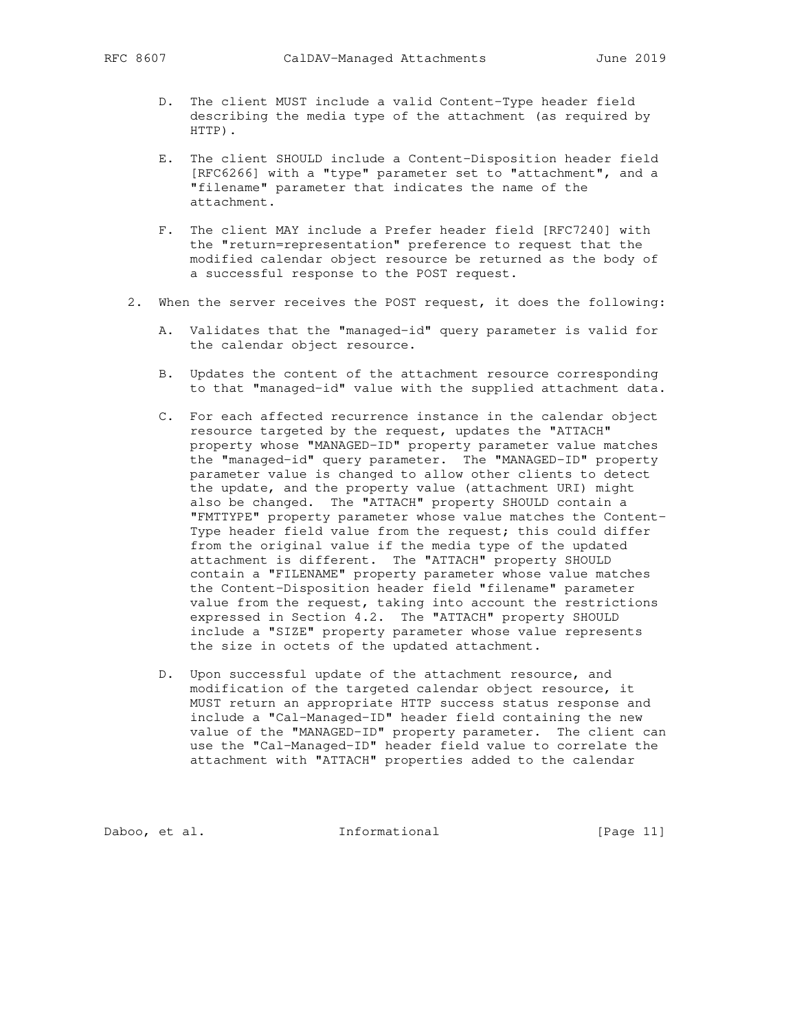D. The client MUST include a valid Content-Type header field describing the media type of the attachment (as required by HTTP).

E. The client SHOULD include a Content-Disposition header field [RFC6266] with a "type" parameter set to "attachment", and a "filename" parameter that indicates the name of the attachment.

F. The client MAY include a Prefer header field [RFC7240] with the "return=representation" preference to request that the modified calendar object resource be returned as the body of a successful response to the POST request.

2. When the server receives the POST request, it does the following:

   A. Validates that the "managed-id" query parameter is valid for the calendar object resource.

   B. Updates the content of the attachment resource corresponding to that "managed-id" value with the supplied attachment data.

   C. For each affected recurrence instance in the calendar object resource targeted by the request, updates the "ATTACH" property whose "MANAGED-ID" property parameter value matches the "managed-id" query parameter. The "MANAGED-ID" property parameter value is changed to allow other clients to detect the update, and the property value (attachment URI) might also be changed. The "ATTACH" property SHOULD contain a "FMTTYPE" property parameter whose value matches the Content-Type header field value from the request; this could differ from the original value if the media type of the updated attachment is different. The "ATTACH" property SHOULD contain a "FILENAME" property parameter whose value matches the Content-Disposition header field "filename" parameter value from the request, taking into account the restrictions expressed in Section 4.2. The "ATTACH" property SHOULD include a "SIZE" property parameter whose value represents the size in octets of the updated attachment.

   D. Upon successful update of the attachment resource, and modification of the targeted calendar object resource, it MUST return an appropriate HTTP success status response and include a "Cal-Managed-ID" header field containing the new value of the "MANAGED-ID" property parameter. The client can use the "Cal-Managed-ID" header field value to correlate the attachment with "ATTACH" properties added to the calendar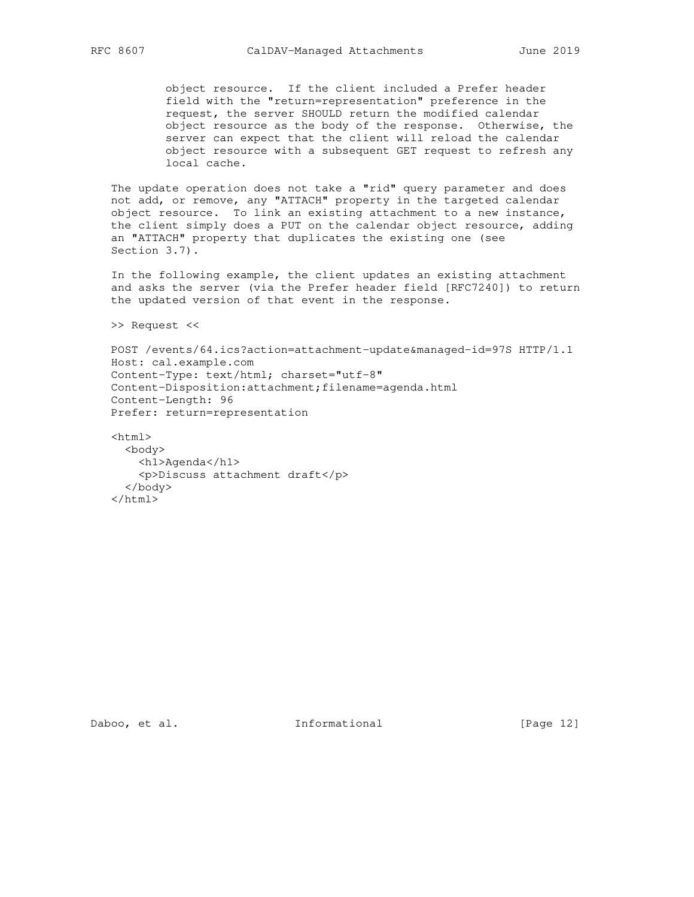object resource. If the client included a Prefer header field with the "return=representation" preference in the request, the server SHOULD return the modified calendar object resource as the body of the response. Otherwise, the server can expect that the client will reload the calendar object resource with a subsequent GET request to refresh any local cache.

The update operation does not take a "rid" query parameter and does not add, or remove, any "ATTACH" property in the targeted calendar object resource. To link an existing attachment to a new instance, the client simply does a PUT on the calendar object resource, adding an "ATTACH" property that duplicates the existing one (see Section 3.7).

In the following example, the client updates an existing attachment and asks the server (via the Prefer header field [RFC7240]) to return the updated version of that event in the response.

```
>> Request <<

POST /events/64.ics?action=attachment-update&managed-id=97S HTTP/1.1
Host: cal.example.com
Content-Type: text/html; charset="utf-8"
Content-Disposition:attachment;filename=agenda.html
Content-Length: 96
Prefer: return=representation

<html>
  <body>
    <h1>Agenda</h1>
    <p>Discuss attachment draft</p>
  </body>
</html>
```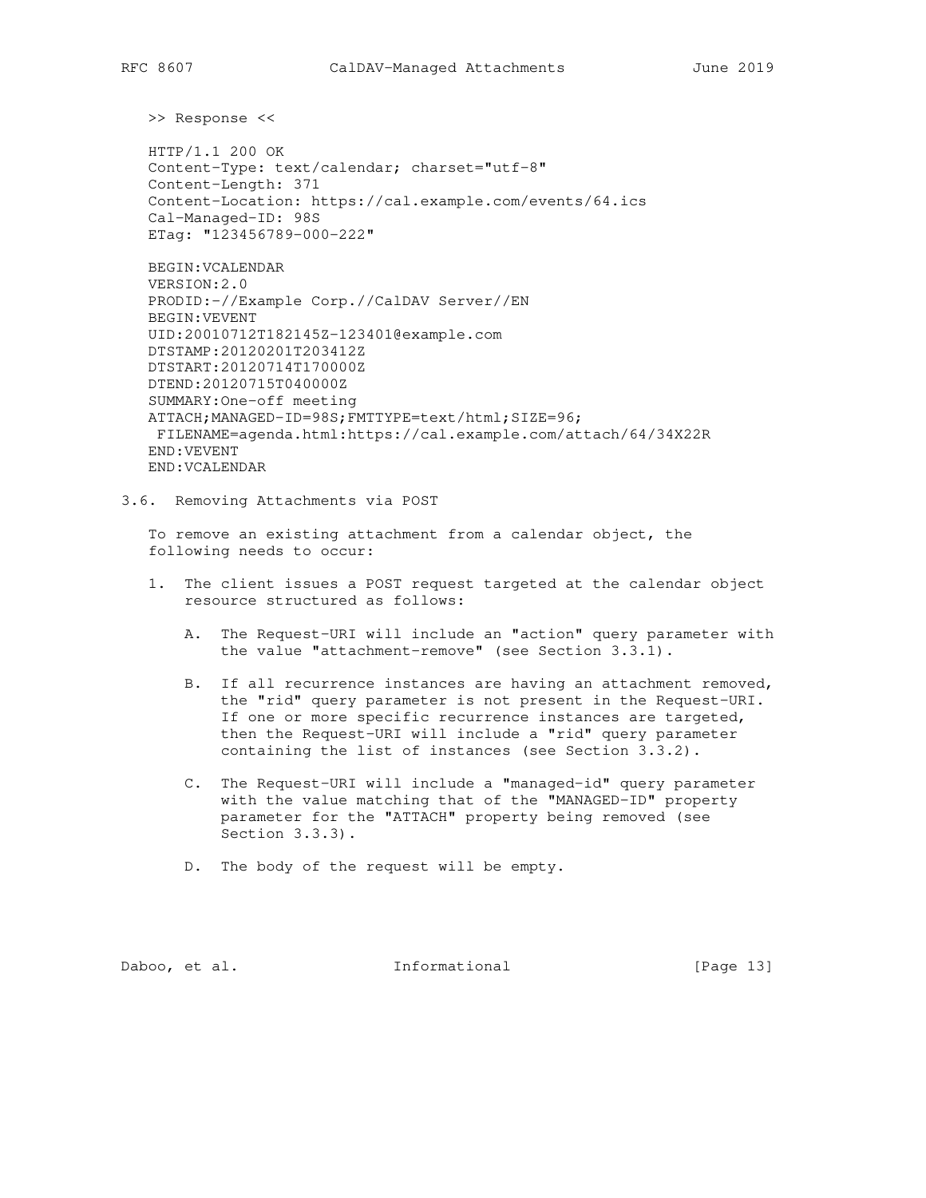>> Response <<

```
HTTP/1.1 200 OK
Content-Type: text/calendar; charset="utf-8"
Content-Length: 371
Content-Location: https://cal.example.com/events/64.ics
Cal-Managed-ID: 98S
ETag: "123456789-000-222"

BEGIN:VCALENDAR
VERSION:2.0
PRODID:-//Example Corp.//CalDAV Server//EN
BEGIN:VEVENT
UID:20010712T182145Z-123401@example.com
DTSTAMP:20120201T203412Z
DTSTART:20120714T170000Z
DTEND:20120715T040000Z
SUMMARY:One-off meeting
ATTACH;MANAGED-ID=98S;FMTTYPE=text/html;SIZE=96;
 FILENAME=agenda.html:https://cal.example.com/attach/64/34X22R
END:VEVENT
END:VCALENDAR
```

### 3.6. Removing Attachments via POST

To remove an existing attachment from a calendar object, the following needs to occur:

1. The client issues a POST request targeted at the calendar object resource structured as follows:

   A. The Request-URI will include an "action" query parameter with the value "attachment-remove" (see Section 3.3.1).

   B. If all recurrence instances are having an attachment removed, the "rid" query parameter is not present in the Request-URI. If one or more specific recurrence instances are targeted, then the Request-URI will include a "rid" query parameter containing the list of instances (see Section 3.3.2).

   C. The Request-URI will include a "managed-id" query parameter with the value matching that of the "MANAGED-ID" property parameter for the "ATTACH" property being removed (see Section 3.3.3).

   D. The body of the request will be empty.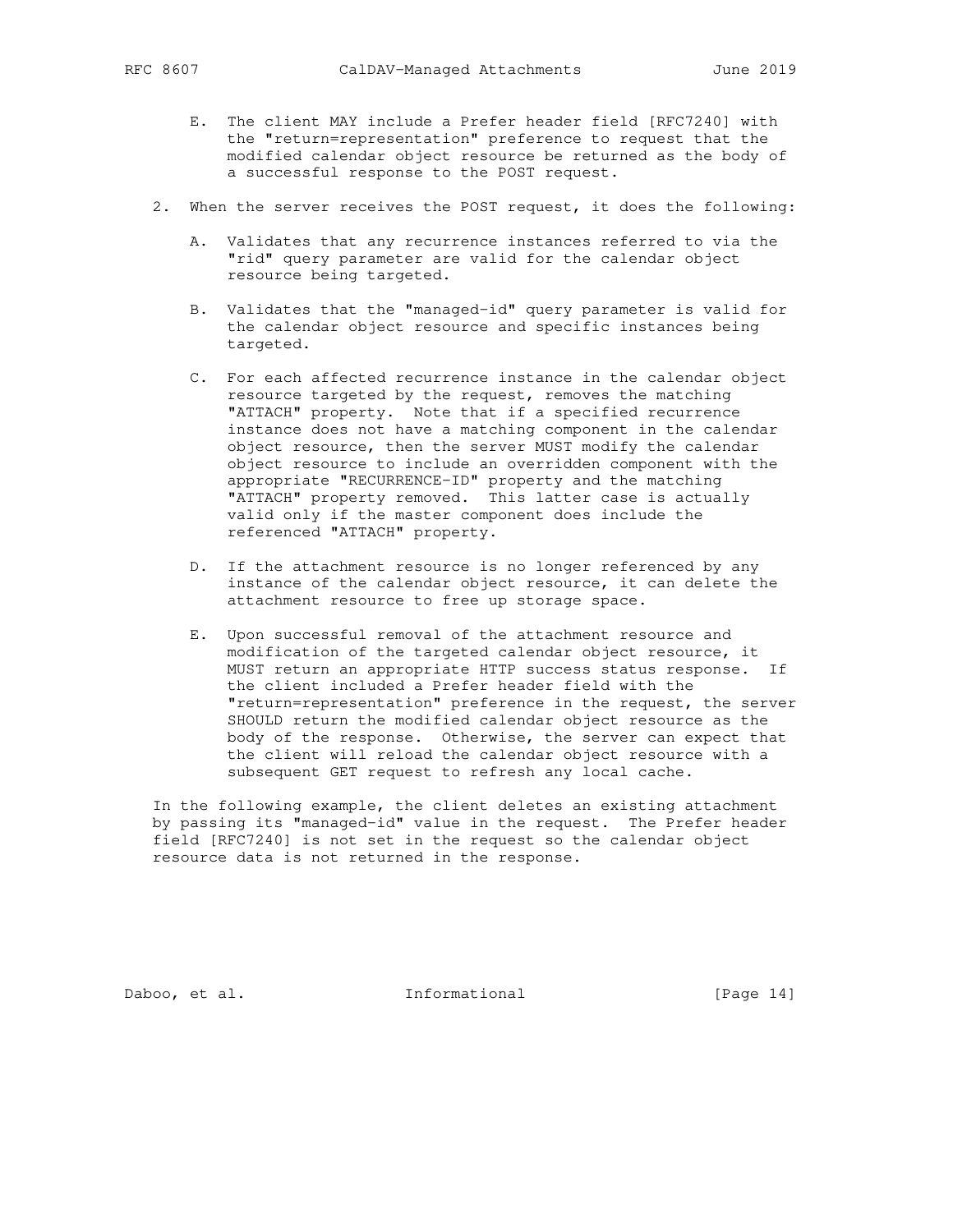E. The client MAY include a Prefer header field [RFC7240] with the "return=representation" preference to request that the modified calendar object resource be returned as the body of a successful response to the POST request.

2. When the server receives the POST request, it does the following:

   A. Validates that any recurrence instances referred to via the "rid" query parameter are valid for the calendar object resource being targeted.

   B. Validates that the "managed-id" query parameter is valid for the calendar object resource and specific instances being targeted.

   C. For each affected recurrence instance in the calendar object resource targeted by the request, removes the matching "ATTACH" property. Note that if a specified recurrence instance does not have a matching component in the calendar object resource, then the server MUST modify the calendar object resource to include an overridden component with the appropriate "RECURRENCE-ID" property and the matching "ATTACH" property removed. This latter case is actually valid only if the master component does include the referenced "ATTACH" property.

   D. If the attachment resource is no longer referenced by any instance of the calendar object resource, it can delete the attachment resource to free up storage space.

   E. Upon successful removal of the attachment resource and modification of the targeted calendar object resource, it MUST return an appropriate HTTP success status response. If the client included a Prefer header field with the "return=representation" preference in the request, the server SHOULD return the modified calendar object resource as the body of the response. Otherwise, the server can expect that the client will reload the calendar object resource with a subsequent GET request to refresh any local cache.

In the following example, the client deletes an existing attachment by passing its "managed-id" value in the request. The Prefer header field [RFC7240] is not set in the request so the calendar object resource data is not returned in the response.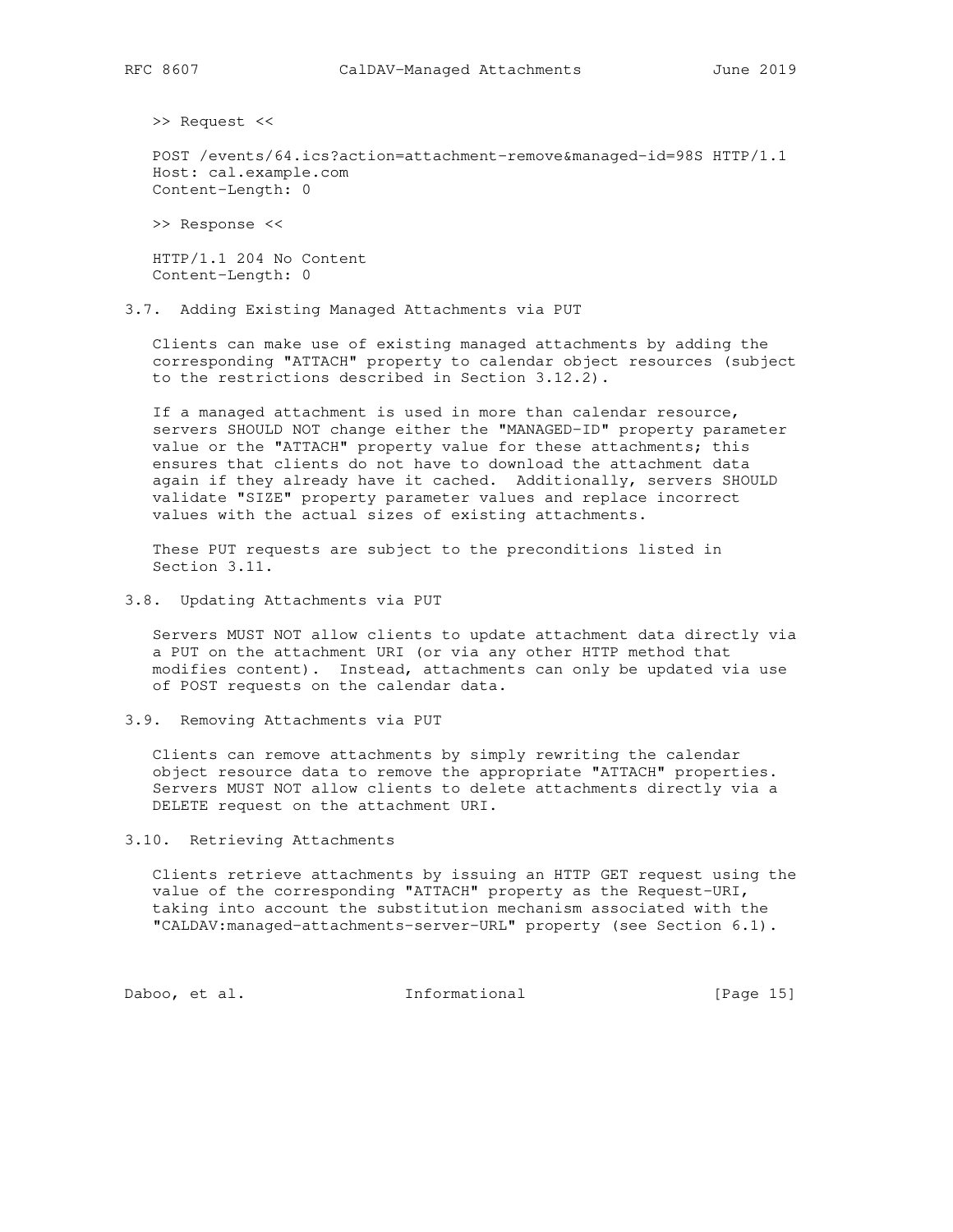>> Request <<

```
POST /events/64.ics?action=attachment-remove&managed-id=98S HTTP/1.1
Host: cal.example.com
Content-Length: 0
```

>> Response <<

```
HTTP/1.1 204 No Content
Content-Length: 0
```

### 3.7. Adding Existing Managed Attachments via PUT

Clients can make use of existing managed attachments by adding the corresponding "ATTACH" property to calendar object resources (subject to the restrictions described in Section 3.12.2).

If a managed attachment is used in more than calendar resource, servers SHOULD NOT change either the "MANAGED-ID" property parameter value or the "ATTACH" property value for these attachments; this ensures that clients do not have to download the attachment data again if they already have it cached. Additionally, servers SHOULD validate "SIZE" property parameter values and replace incorrect values with the actual sizes of existing attachments.

These PUT requests are subject to the preconditions listed in Section 3.11.

### 3.8. Updating Attachments via PUT

Servers MUST NOT allow clients to update attachment data directly via a PUT on the attachment URI (or via any other HTTP method that modifies content). Instead, attachments can only be updated via use of POST requests on the calendar data.

### 3.9. Removing Attachments via PUT

Clients can remove attachments by simply rewriting the calendar object resource data to remove the appropriate "ATTACH" properties. Servers MUST NOT allow clients to delete attachments directly via a DELETE request on the attachment URI.

### 3.10. Retrieving Attachments

Clients retrieve attachments by issuing an HTTP GET request using the value of the corresponding "ATTACH" property as the Request-URI, taking into account the substitution mechanism associated with the "CALDAV:managed-attachments-server-URL" property (see Section 6.1).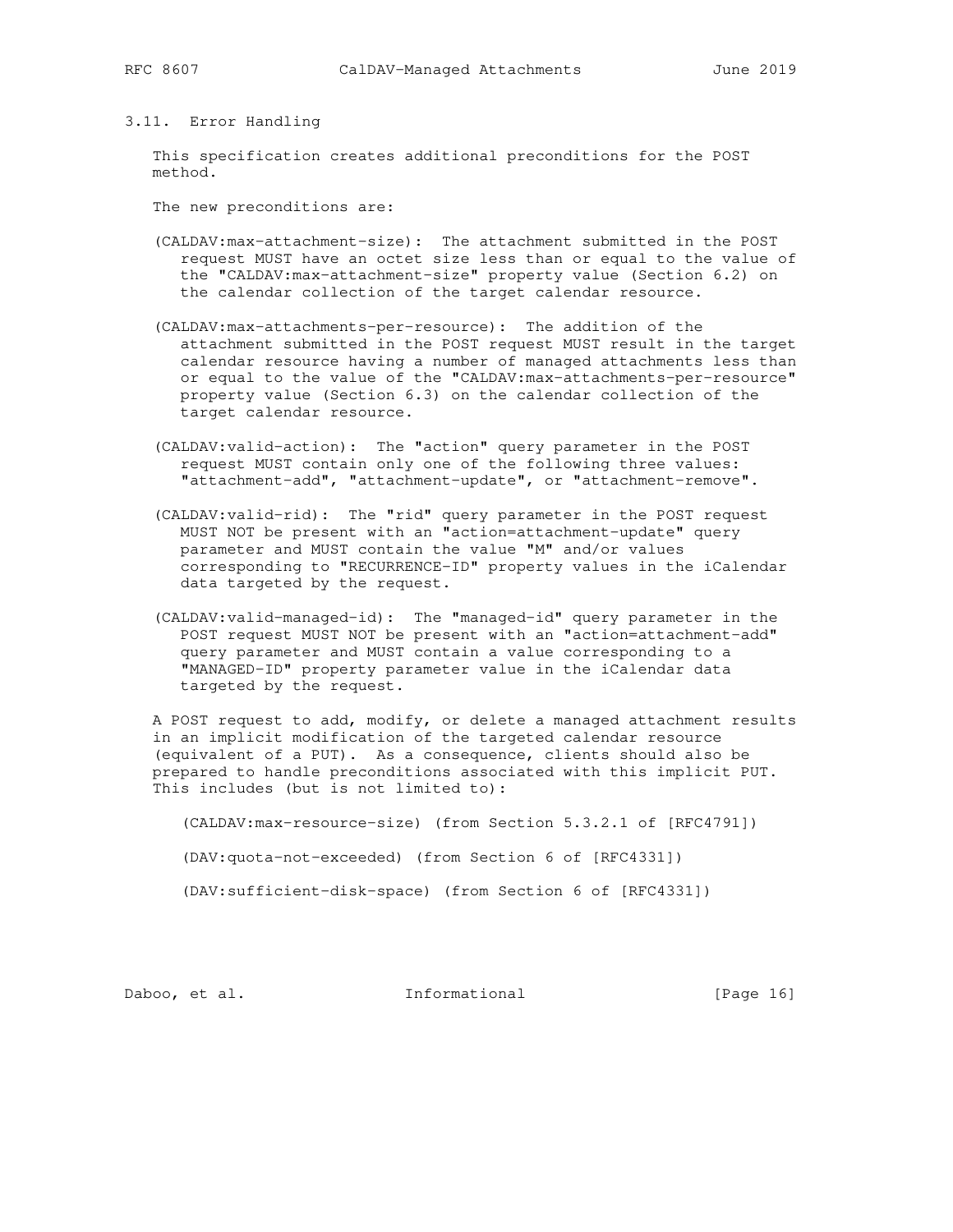### 3.11. Error Handling

This specification creates additional preconditions for the POST method.

The new preconditions are:

(CALDAV:max-attachment-size): The attachment submitted in the POST request MUST have an octet size less than or equal to the value of the "CALDAV:max-attachment-size" property value (Section 6.2) on the calendar collection of the target calendar resource.

(CALDAV:max-attachments-per-resource): The addition of the attachment submitted in the POST request MUST result in the target calendar resource having a number of managed attachments less than or equal to the value of the "CALDAV:max-attachments-per-resource" property value (Section 6.3) on the calendar collection of the target calendar resource.

(CALDAV:valid-action): The "action" query parameter in the POST request MUST contain only one of the following three values: "attachment-add", "attachment-update", or "attachment-remove".

(CALDAV:valid-rid): The "rid" query parameter in the POST request MUST NOT be present with an "action=attachment-update" query parameter and MUST contain the value "M" and/or values corresponding to "RECURRENCE-ID" property values in the iCalendar data targeted by the request.

(CALDAV:valid-managed-id): The "managed-id" query parameter in the POST request MUST NOT be present with an "action=attachment-add" query parameter and MUST contain a value corresponding to a "MANAGED-ID" property parameter value in the iCalendar data targeted by the request.

A POST request to add, modify, or delete a managed attachment results in an implicit modification of the targeted calendar resource (equivalent of a PUT). As a consequence, clients should also be prepared to handle preconditions associated with this implicit PUT. This includes (but is not limited to):

(CALDAV:max-resource-size) (from Section 5.3.2.1 of [RFC4791])

(DAV:quota-not-exceeded) (from Section 6 of [RFC4331])

(DAV:sufficient-disk-space) (from Section 6 of [RFC4331])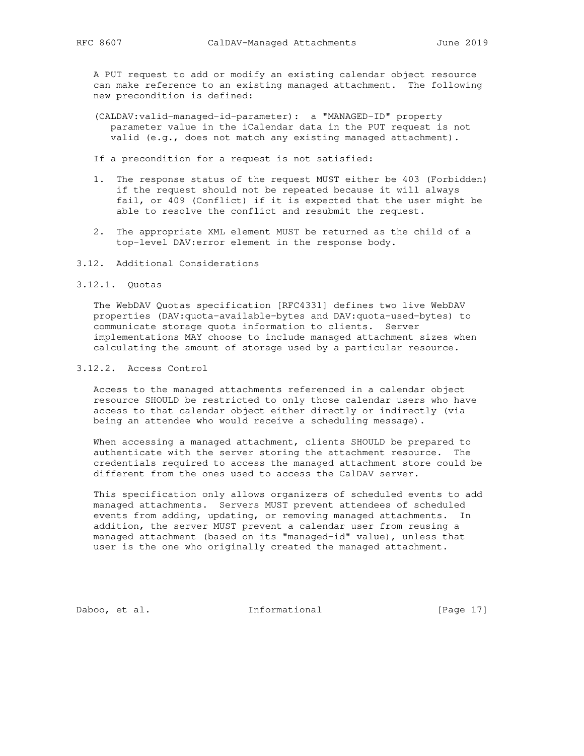A PUT request to add or modify an existing calendar object resource can make reference to an existing managed attachment. The following new precondition is defined:

(CALDAV:valid-managed-id-parameter): a "MANAGED-ID" property parameter value in the iCalendar data in the PUT request is not valid (e.g., does not match any existing managed attachment).

If a precondition for a request is not satisfied:

1. The response status of the request MUST either be 403 (Forbidden) if the request should not be repeated because it will always fail, or 409 (Conflict) if it is expected that the user might be able to resolve the conflict and resubmit the request.

2. The appropriate XML element MUST be returned as the child of a top-level DAV:error element in the response body.

### 3.12. Additional Considerations

#### 3.12.1. Quotas

The WebDAV Quotas specification [RFC4331] defines two live WebDAV properties (DAV:quota-available-bytes and DAV:quota-used-bytes) to communicate storage quota information to clients. Server implementations MAY choose to include managed attachment sizes when calculating the amount of storage used by a particular resource.

#### 3.12.2. Access Control

Access to the managed attachments referenced in a calendar object resource SHOULD be restricted to only those calendar users who have access to that calendar object either directly or indirectly (via being an attendee who would receive a scheduling message).

When accessing a managed attachment, clients SHOULD be prepared to authenticate with the server storing the attachment resource. The credentials required to access the managed attachment store could be different from the ones used to access the CalDAV server.

This specification only allows organizers of scheduled events to add managed attachments. Servers MUST prevent attendees of scheduled events from adding, updating, or removing managed attachments. In addition, the server MUST prevent a calendar user from reusing a managed attachment (based on its "managed-id" value), unless that user is the one who originally created the managed attachment.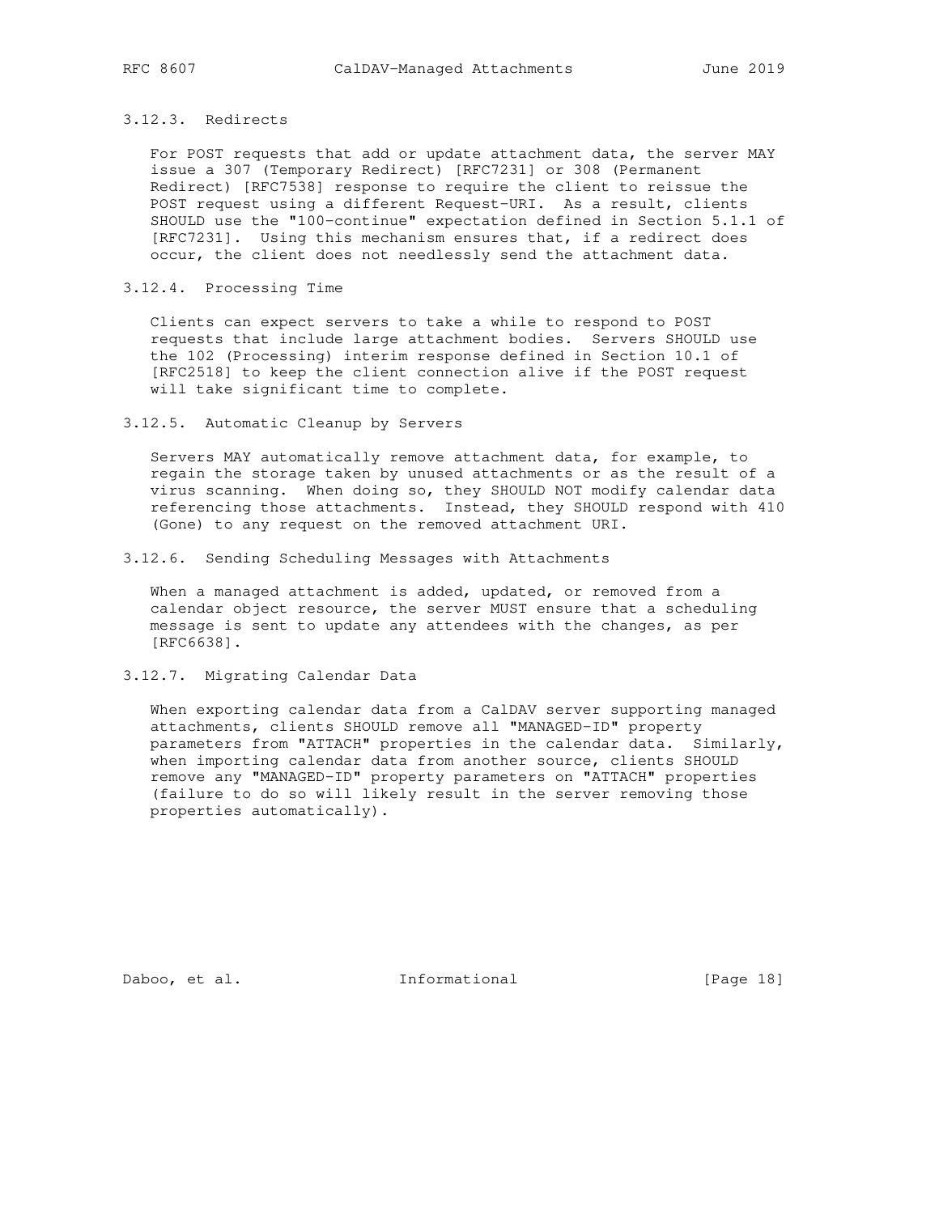### 3.12.3. Redirects

For POST requests that add or update attachment data, the server MAY issue a 307 (Temporary Redirect) [RFC7231] or 308 (Permanent Redirect) [RFC7538] response to require the client to reissue the POST request using a different Request-URI. As a result, clients SHOULD use the "100-continue" expectation defined in Section 5.1.1 of [RFC7231]. Using this mechanism ensures that, if a redirect does occur, the client does not needlessly send the attachment data.

### 3.12.4. Processing Time

Clients can expect servers to take a while to respond to POST requests that include large attachment bodies. Servers SHOULD use the 102 (Processing) interim response defined in Section 10.1 of [RFC2518] to keep the client connection alive if the POST request will take significant time to complete.

### 3.12.5. Automatic Cleanup by Servers

Servers MAY automatically remove attachment data, for example, to regain the storage taken by unused attachments or as the result of a virus scanning. When doing so, they SHOULD NOT modify calendar data referencing those attachments. Instead, they SHOULD respond with 410 (Gone) to any request on the removed attachment URI.

### 3.12.6. Sending Scheduling Messages with Attachments

When a managed attachment is added, updated, or removed from a calendar object resource, the server MUST ensure that a scheduling message is sent to update any attendees with the changes, as per [RFC6638].

### 3.12.7. Migrating Calendar Data

When exporting calendar data from a CalDAV server supporting managed attachments, clients SHOULD remove all "MANAGED-ID" property parameters from "ATTACH" properties in the calendar data. Similarly, when importing calendar data from another source, clients SHOULD remove any "MANAGED-ID" property parameters on "ATTACH" properties (failure to do so will likely result in the server removing those properties automatically).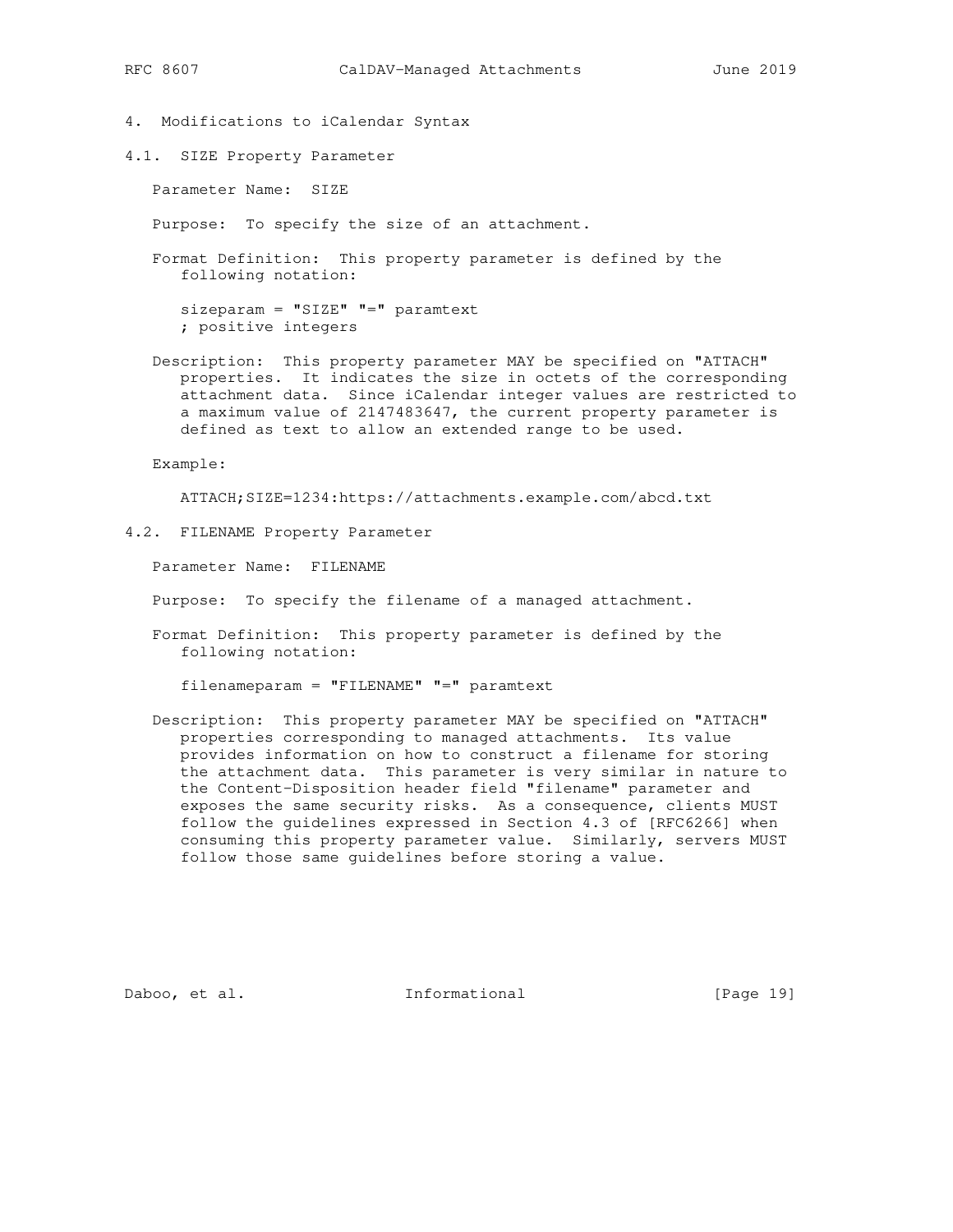## 4. Modifications to iCalendar Syntax

### 4.1. SIZE Property Parameter

Parameter Name: SIZE

Purpose: To specify the size of an attachment.

Format Definition: This property parameter is defined by the following notation:

```
sizeparam = "SIZE" "=" paramtext
; positive integers
```

Description: This property parameter MAY be specified on "ATTACH" properties. It indicates the size in octets of the corresponding attachment data. Since iCalendar integer values are restricted to a maximum value of 2147483647, the current property parameter is defined as text to allow an extended range to be used.

Example:

```
ATTACH;SIZE=1234:https://attachments.example.com/abcd.txt
```

### 4.2. FILENAME Property Parameter

Parameter Name: FILENAME

Purpose: To specify the filename of a managed attachment.

Format Definition: This property parameter is defined by the following notation:

```
filenameparam = "FILENAME" "=" paramtext
```

Description: This property parameter MAY be specified on "ATTACH" properties corresponding to managed attachments. Its value provides information on how to construct a filename for storing the attachment data. This parameter is very similar in nature to the Content-Disposition header field "filename" parameter and exposes the same security risks. As a consequence, clients MUST follow the guidelines expressed in Section 4.3 of [RFC6266] when consuming this property parameter value. Similarly, servers MUST follow those same guidelines before storing a value.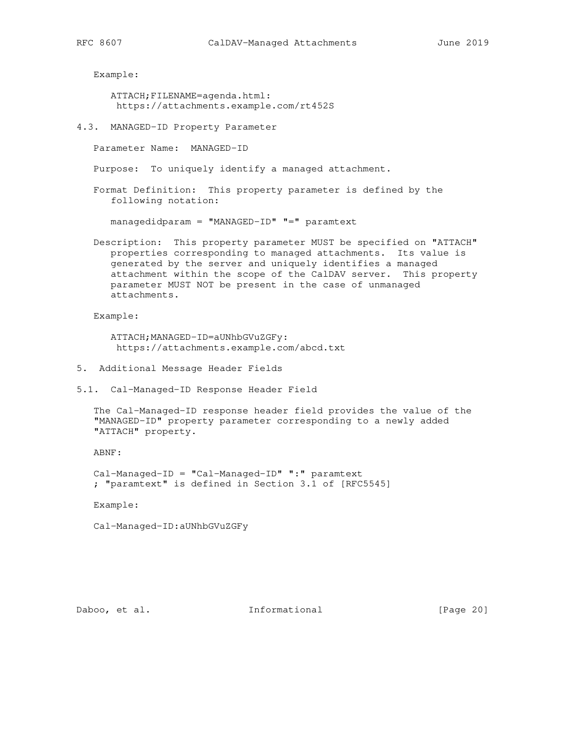Example:

```
ATTACH;FILENAME=agenda.html:
 https://attachments.example.com/rt452S
```

### 4.3. MANAGED-ID Property Parameter

Parameter Name: MANAGED-ID

Purpose: To uniquely identify a managed attachment.

Format Definition: This property parameter is defined by the following notation:

```
managedidparam = "MANAGED-ID" "=" paramtext
```

Description: This property parameter MUST be specified on "ATTACH" properties corresponding to managed attachments. Its value is generated by the server and uniquely identifies a managed attachment within the scope of the CalDAV server. This property parameter MUST NOT be present in the case of unmanaged attachments.

Example:

```
ATTACH;MANAGED-ID=aUNhbGVuZGFy:
 https://attachments.example.com/abcd.txt
```

## 5. Additional Message Header Fields

### 5.1. Cal-Managed-ID Response Header Field

The Cal-Managed-ID response header field provides the value of the "MANAGED-ID" property parameter corresponding to a newly added "ATTACH" property.

ABNF:

```
Cal-Managed-ID = "Cal-Managed-ID" ":" paramtext
; "paramtext" is defined in Section 3.1 of [RFC5545]
```

Example:

```
Cal-Managed-ID:aUNhbGVuZGFy
```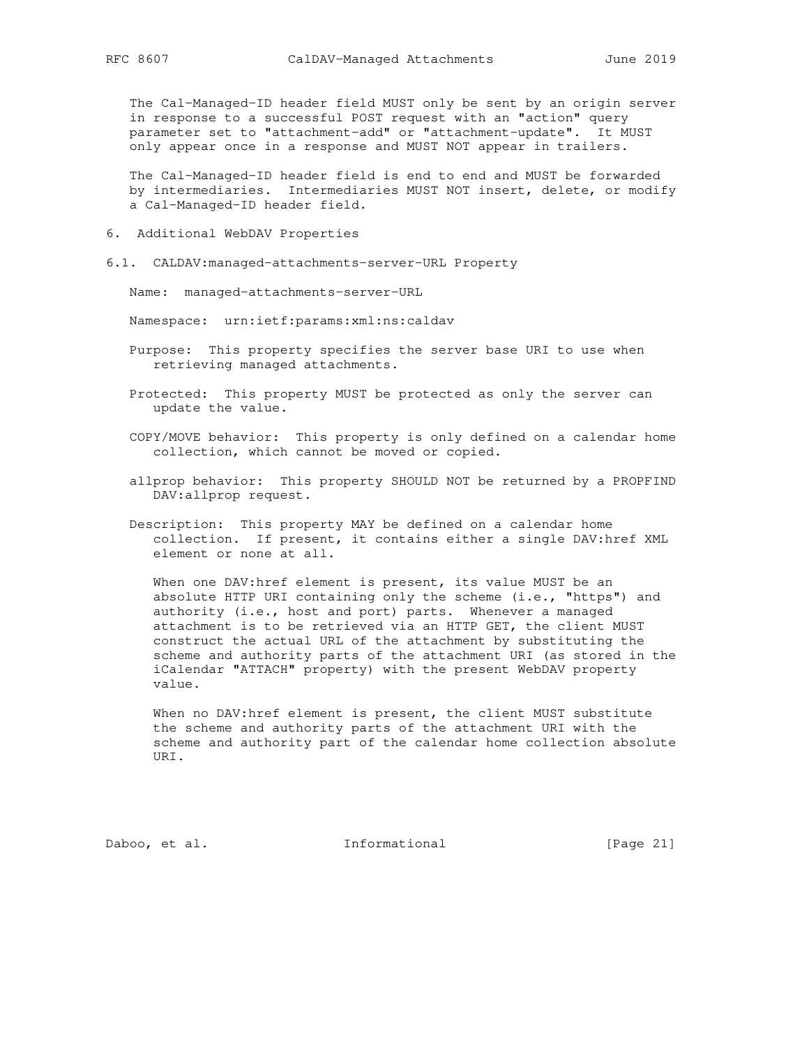The Cal-Managed-ID header field MUST only be sent by an origin server in response to a successful POST request with an "action" query parameter set to "attachment-add" or "attachment-update". It MUST only appear once in a response and MUST NOT appear in trailers.

The Cal-Managed-ID header field is end to end and MUST be forwarded by intermediaries. Intermediaries MUST NOT insert, delete, or modify a Cal-Managed-ID header field.

## 6. Additional WebDAV Properties

### 6.1. CALDAV:managed-attachments-server-URL Property

Name: managed-attachments-server-URL

Namespace: urn:ietf:params:xml:ns:caldav

Purpose: This property specifies the server base URI to use when retrieving managed attachments.

Protected: This property MUST be protected as only the server can update the value.

COPY/MOVE behavior: This property is only defined on a calendar home collection, which cannot be moved or copied.

allprop behavior: This property SHOULD NOT be returned by a PROPFIND DAV:allprop request.

Description: This property MAY be defined on a calendar home collection. If present, it contains either a single DAV:href XML element or none at all.

When one DAV:href element is present, its value MUST be an absolute HTTP URI containing only the scheme (i.e., "https") and authority (i.e., host and port) parts. Whenever a managed attachment is to be retrieved via an HTTP GET, the client MUST construct the actual URL of the attachment by substituting the scheme and authority parts of the attachment URI (as stored in the iCalendar "ATTACH" property) with the present WebDAV property value.

When no DAV:href element is present, the client MUST substitute the scheme and authority parts of the attachment URI with the scheme and authority part of the calendar home collection absolute URI.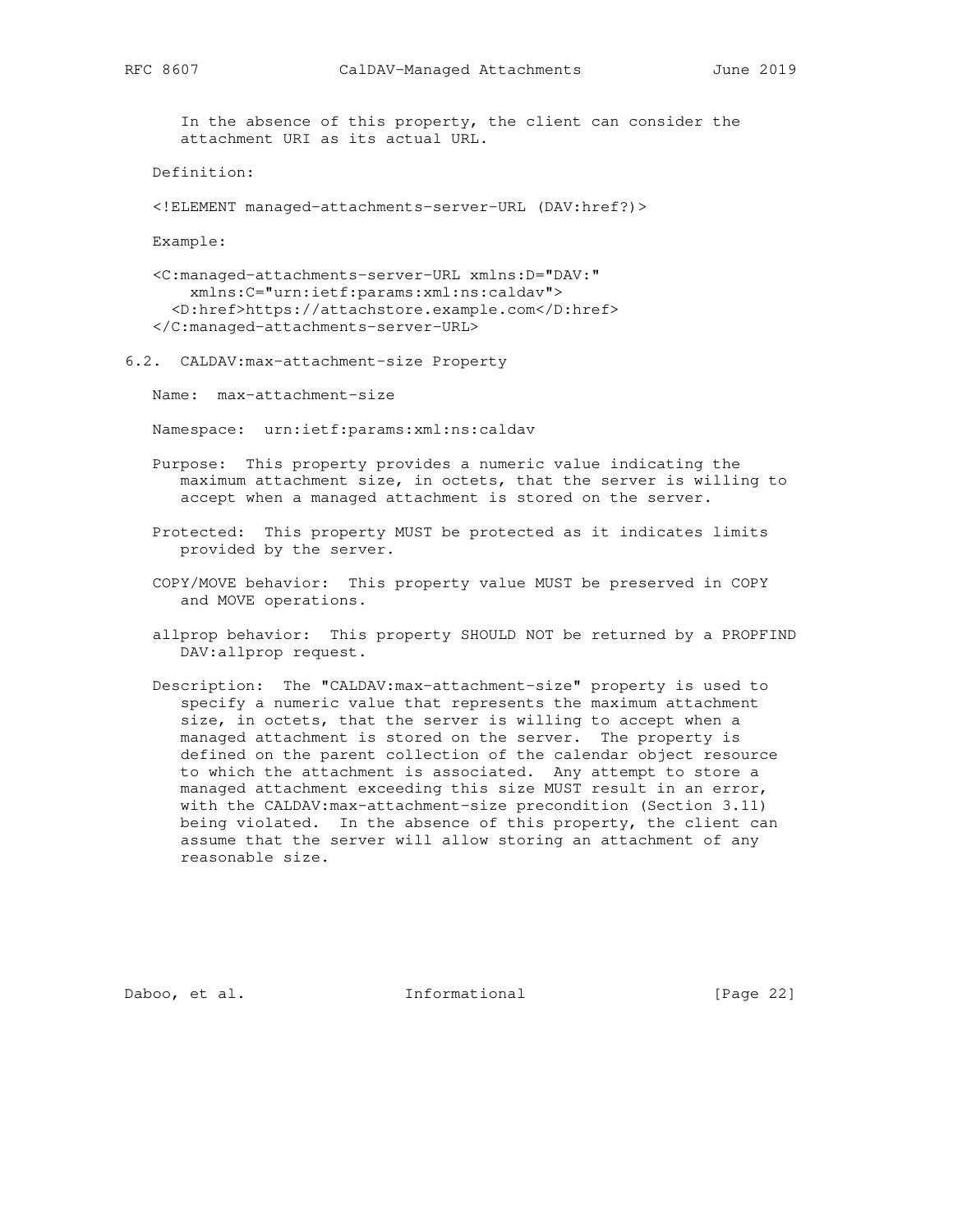In the absence of this property, the client can consider the attachment URI as its actual URL.

Definition:

```
<!ELEMENT managed-attachments-server-URL (DAV:href?)>
```

Example:

```
<C:managed-attachments-server-URL xmlns:D="DAV:"
    xmlns:C="urn:ietf:params:xml:ns:caldav">
  <D:href>https://attachstore.example.com</D:href>
</C:managed-attachments-server-URL>
```

### 6.2. CALDAV:max-attachment-size Property

Name: max-attachment-size

Namespace: urn:ietf:params:xml:ns:caldav

Purpose: This property provides a numeric value indicating the maximum attachment size, in octets, that the server is willing to accept when a managed attachment is stored on the server.

Protected: This property MUST be protected as it indicates limits provided by the server.

COPY/MOVE behavior: This property value MUST be preserved in COPY and MOVE operations.

allprop behavior: This property SHOULD NOT be returned by a PROPFIND DAV:allprop request.

Description: The "CALDAV:max-attachment-size" property is used to specify a numeric value that represents the maximum attachment size, in octets, that the server is willing to accept when a managed attachment is stored on the server. The property is defined on the parent collection of the calendar object resource to which the attachment is associated. Any attempt to store a managed attachment exceeding this size MUST result in an error, with the CALDAV:max-attachment-size precondition (Section 3.11) being violated. In the absence of this property, the client can assume that the server will allow storing an attachment of any reasonable size.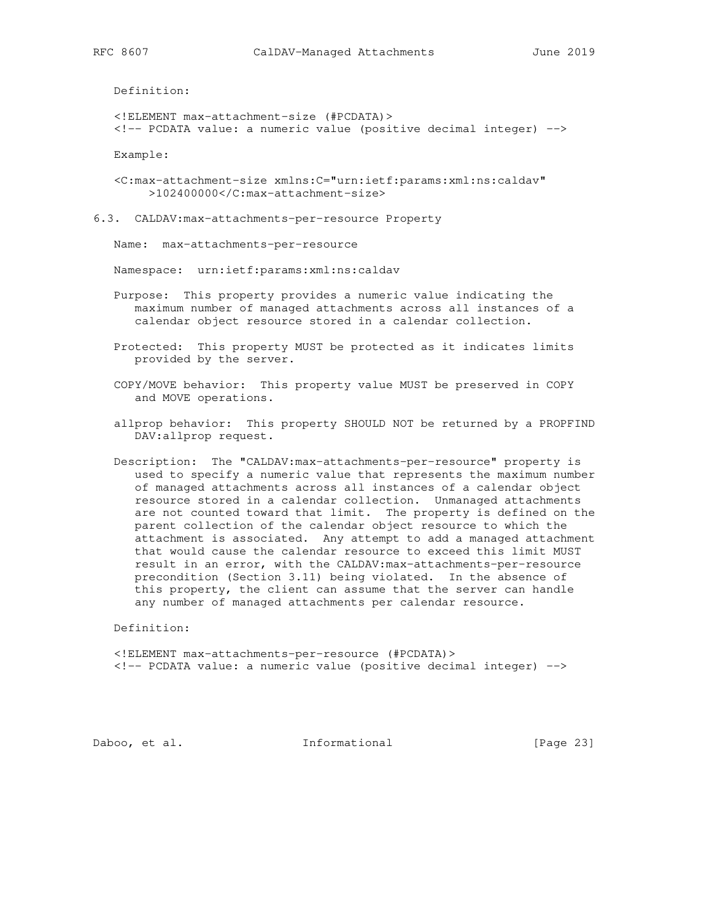Definition:

```
<!ELEMENT max-attachment-size (#PCDATA)>
<!-- PCDATA value: a numeric value (positive decimal integer) -->
```

Example:

```
<C:max-attachment-size xmlns:C="urn:ietf:params:xml:ns:caldav"
     >102400000</C:max-attachment-size>
```

### 6.3. CALDAV:max-attachments-per-resource Property

Name: max-attachments-per-resource

Namespace: urn:ietf:params:xml:ns:caldav

Purpose: This property provides a numeric value indicating the maximum number of managed attachments across all instances of a calendar object resource stored in a calendar collection.

Protected: This property MUST be protected as it indicates limits provided by the server.

COPY/MOVE behavior: This property value MUST be preserved in COPY and MOVE operations.

allprop behavior: This property SHOULD NOT be returned by a PROPFIND DAV:allprop request.

Description: The "CALDAV:max-attachments-per-resource" property is used to specify a numeric value that represents the maximum number of managed attachments across all instances of a calendar object resource stored in a calendar collection. Unmanaged attachments are not counted toward that limit. The property is defined on the parent collection of the calendar object resource to which the attachment is associated. Any attempt to add a managed attachment that would cause the calendar resource to exceed this limit MUST result in an error, with the CALDAV:max-attachments-per-resource precondition (Section 3.11) being violated. In the absence of this property, the client can assume that the server can handle any number of managed attachments per calendar resource.

Definition:

```
<!ELEMENT max-attachments-per-resource (#PCDATA)>
<!-- PCDATA value: a numeric value (positive decimal integer) -->
```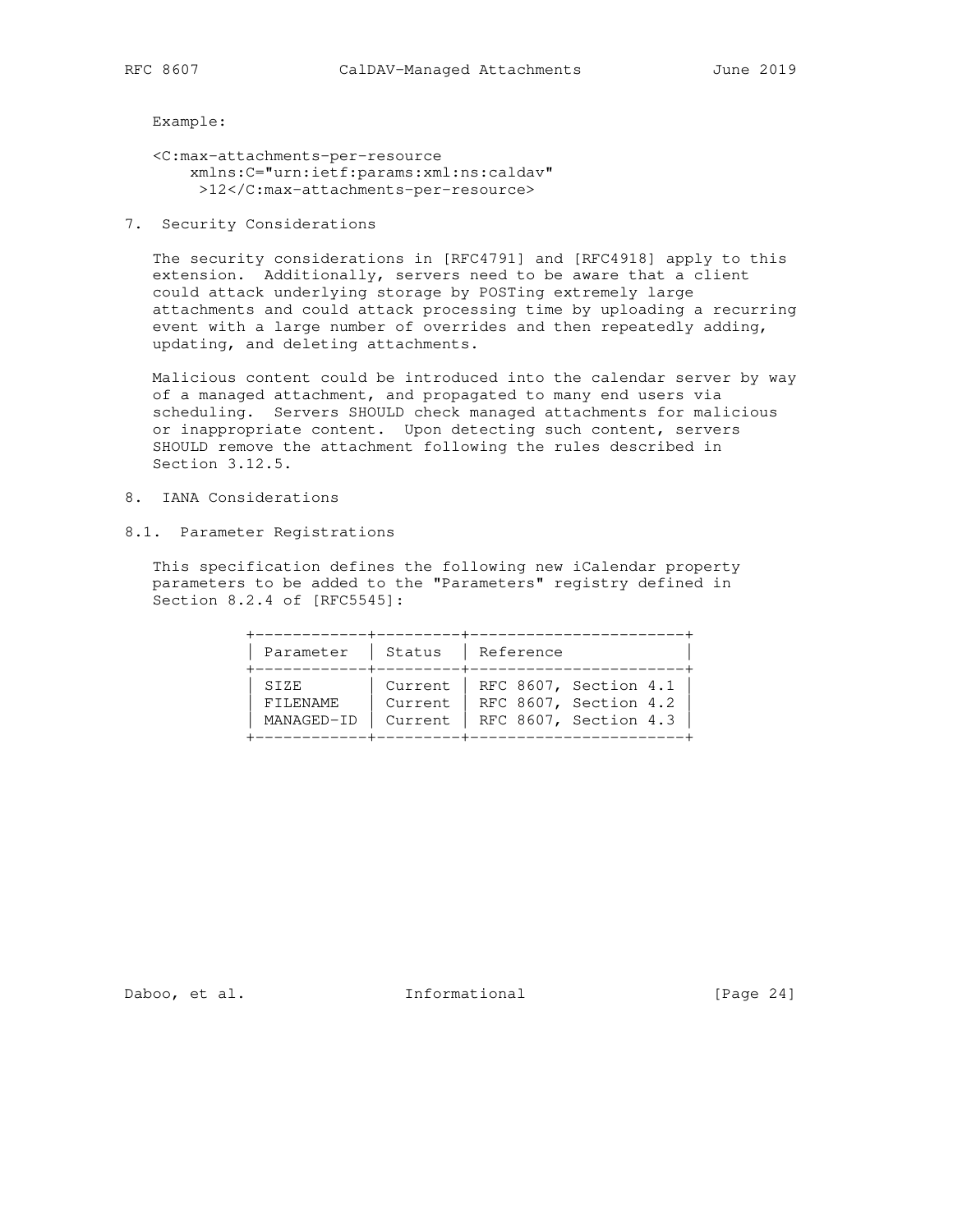Example:

```
<C:max-attachments-per-resource
    xmlns:C="urn:ietf:params:xml:ns:caldav"
     >12</C:max-attachments-per-resource>
```

## 7. Security Considerations

The security considerations in [RFC4791] and [RFC4918] apply to this extension. Additionally, servers need to be aware that a client could attack underlying storage by POSTing extremely large attachments and could attack processing time by uploading a recurring event with a large number of overrides and then repeatedly adding, updating, and deleting attachments.

Malicious content could be introduced into the calendar server by way of a managed attachment, and propagated to many end users via scheduling. Servers SHOULD check managed attachments for malicious or inappropriate content. Upon detecting such content, servers SHOULD remove the attachment following the rules described in Section 3.12.5.

## 8. IANA Considerations

### 8.1. Parameter Registrations

This specification defines the following new iCalendar property parameters to be added to the "Parameters" registry defined in Section 8.2.4 of [RFC5545]:

| Parameter | Status | Reference |
|---|---|---|
| SIZE | Current | RFC 8607, Section 4.1 |
| FILENAME | Current | RFC 8607, Section 4.2 |
| MANAGED-ID | Current | RFC 8607, Section 4.3 |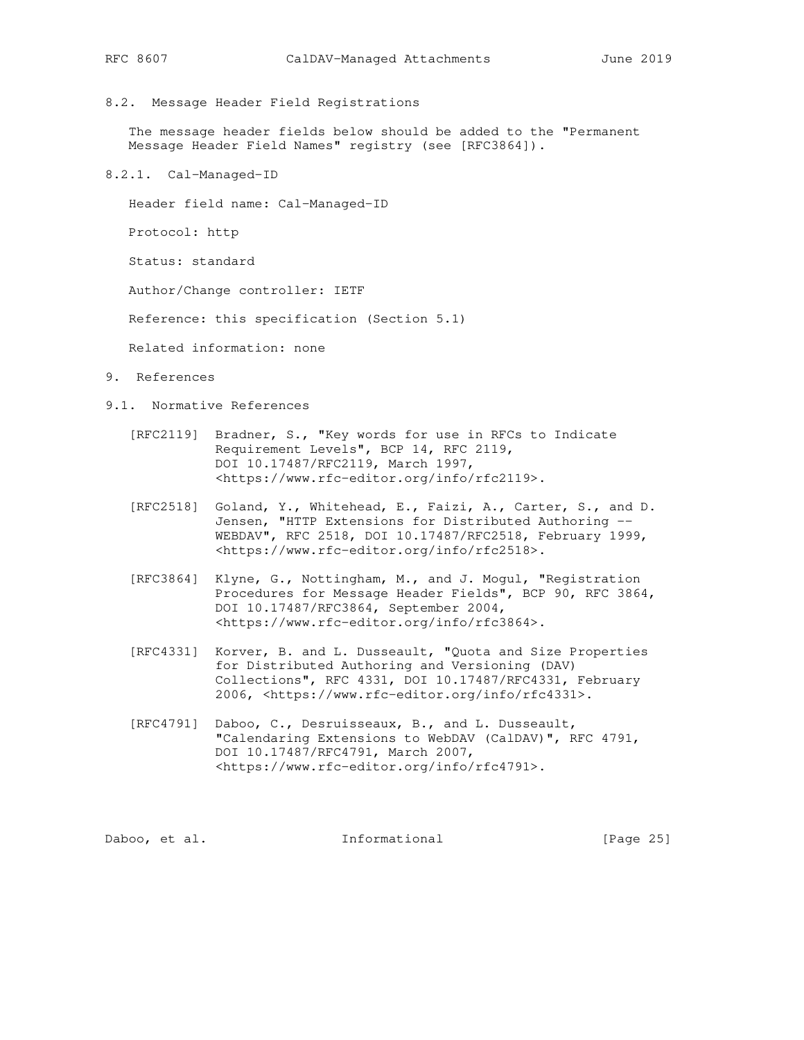## 8.2. Message Header Field Registrations

The message header fields below should be added to the "Permanent Message Header Field Names" registry (see [RFC3864]).

### 8.2.1. Cal-Managed-ID

Header field name: Cal-Managed-ID

Protocol: http

Status: standard

Author/Change controller: IETF

Reference: this specification (Section 5.1)

Related information: none

# 9. References

## 9.1. Normative References

[RFC2119] Bradner, S., "Key words for use in RFCs to Indicate Requirement Levels", BCP 14, RFC 2119, DOI 10.17487/RFC2119, March 1997, <https://www.rfc-editor.org/info/rfc2119>.

[RFC2518] Goland, Y., Whitehead, E., Faizi, A., Carter, S., and D. Jensen, "HTTP Extensions for Distributed Authoring -- WEBDAV", RFC 2518, DOI 10.17487/RFC2518, February 1999, <https://www.rfc-editor.org/info/rfc2518>.

[RFC3864] Klyne, G., Nottingham, M., and J. Mogul, "Registration Procedures for Message Header Fields", BCP 90, RFC 3864, DOI 10.17487/RFC3864, September 2004, <https://www.rfc-editor.org/info/rfc3864>.

[RFC4331] Korver, B. and L. Dusseault, "Quota and Size Properties for Distributed Authoring and Versioning (DAV) Collections", RFC 4331, DOI 10.17487/RFC4331, February 2006, <https://www.rfc-editor.org/info/rfc4331>.

[RFC4791] Daboo, C., Desruisseaux, B., and L. Dusseault, "Calendaring Extensions to WebDAV (CalDAV)", RFC 4791, DOI 10.17487/RFC4791, March 2007, <https://www.rfc-editor.org/info/rfc4791>.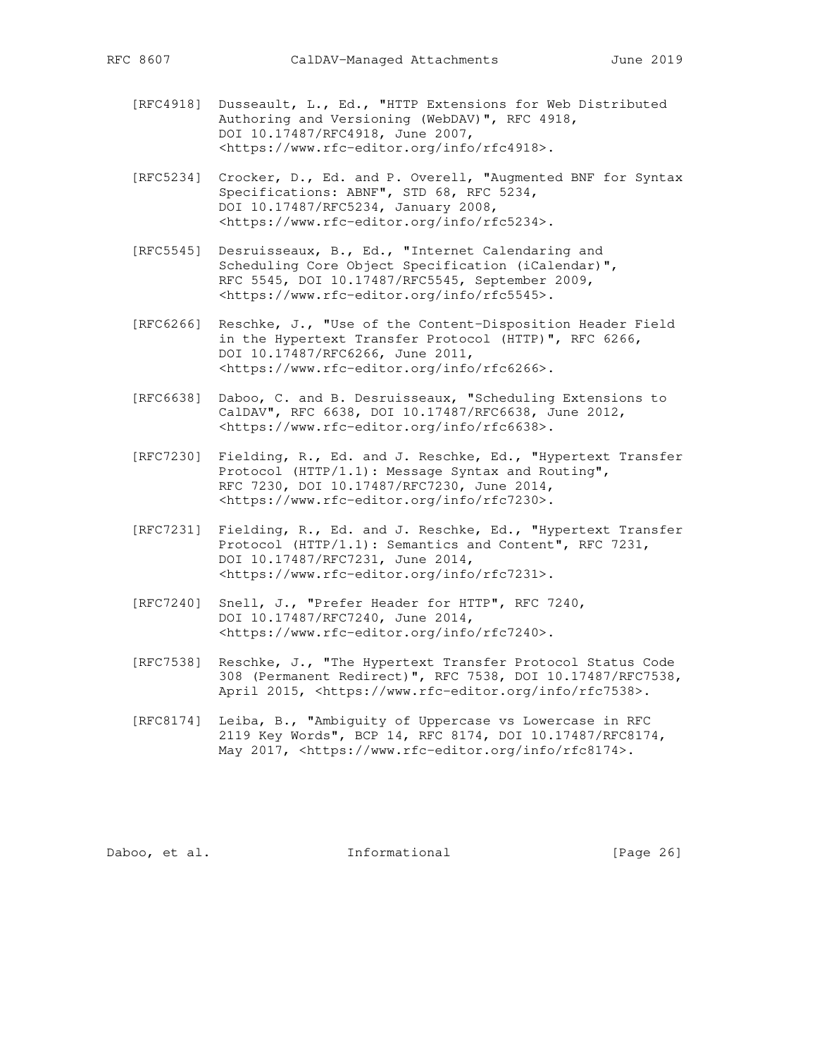[RFC4918] Dusseault, L., Ed., "HTTP Extensions for Web Distributed Authoring and Versioning (WebDAV)", RFC 4918, DOI 10.17487/RFC4918, June 2007, <https://www.rfc-editor.org/info/rfc4918>.

[RFC5234] Crocker, D., Ed. and P. Overell, "Augmented BNF for Syntax Specifications: ABNF", STD 68, RFC 5234, DOI 10.17487/RFC5234, January 2008, <https://www.rfc-editor.org/info/rfc5234>.

[RFC5545] Desruisseaux, B., Ed., "Internet Calendaring and Scheduling Core Object Specification (iCalendar)", RFC 5545, DOI 10.17487/RFC5545, September 2009, <https://www.rfc-editor.org/info/rfc5545>.

[RFC6266] Reschke, J., "Use of the Content-Disposition Header Field in the Hypertext Transfer Protocol (HTTP)", RFC 6266, DOI 10.17487/RFC6266, June 2011, <https://www.rfc-editor.org/info/rfc6266>.

[RFC6638] Daboo, C. and B. Desruisseaux, "Scheduling Extensions to CalDAV", RFC 6638, DOI 10.17487/RFC6638, June 2012, <https://www.rfc-editor.org/info/rfc6638>.

[RFC7230] Fielding, R., Ed. and J. Reschke, Ed., "Hypertext Transfer Protocol (HTTP/1.1): Message Syntax and Routing", RFC 7230, DOI 10.17487/RFC7230, June 2014, <https://www.rfc-editor.org/info/rfc7230>.

[RFC7231] Fielding, R., Ed. and J. Reschke, Ed., "Hypertext Transfer Protocol (HTTP/1.1): Semantics and Content", RFC 7231, DOI 10.17487/RFC7231, June 2014, <https://www.rfc-editor.org/info/rfc7231>.

[RFC7240] Snell, J., "Prefer Header for HTTP", RFC 7240, DOI 10.17487/RFC7240, June 2014, <https://www.rfc-editor.org/info/rfc7240>.

[RFC7538] Reschke, J., "The Hypertext Transfer Protocol Status Code 308 (Permanent Redirect)", RFC 7538, DOI 10.17487/RFC7538, April 2015, <https://www.rfc-editor.org/info/rfc7538>.

[RFC8174] Leiba, B., "Ambiguity of Uppercase vs Lowercase in RFC 2119 Key Words", BCP 14, RFC 8174, DOI 10.17487/RFC8174, May 2017, <https://www.rfc-editor.org/info/rfc8174>.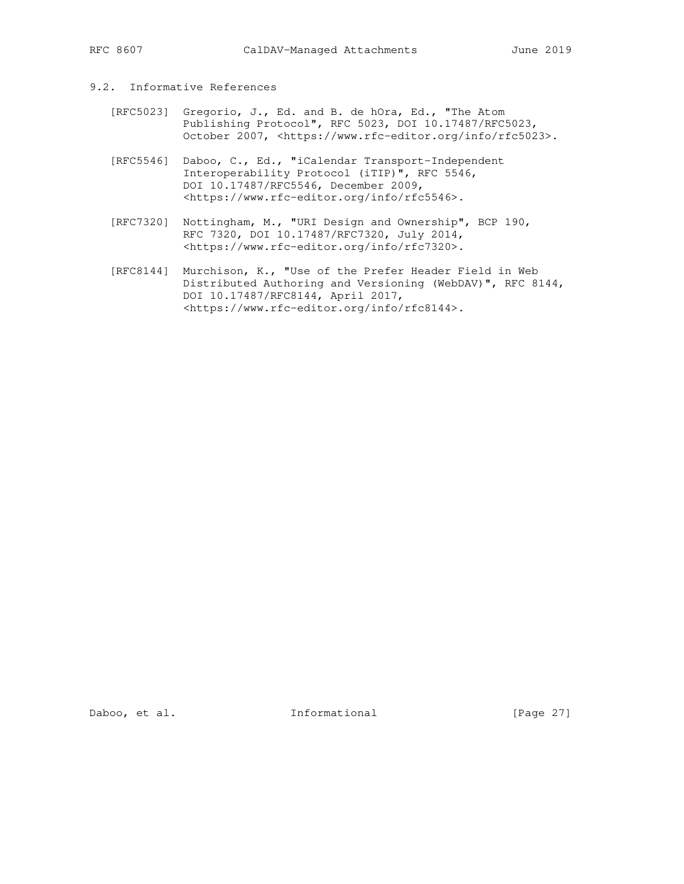### 9.2. Informative References

[RFC5023] Gregorio, J., Ed. and B. de hOra, Ed., "The Atom Publishing Protocol", RFC 5023, DOI 10.17487/RFC5023, October 2007, <https://www.rfc-editor.org/info/rfc5023>.

[RFC5546] Daboo, C., Ed., "iCalendar Transport-Independent Interoperability Protocol (iTIP)", RFC 5546, DOI 10.17487/RFC5546, December 2009, <https://www.rfc-editor.org/info/rfc5546>.

[RFC7320] Nottingham, M., "URI Design and Ownership", BCP 190, RFC 7320, DOI 10.17487/RFC7320, July 2014, <https://www.rfc-editor.org/info/rfc7320>.

[RFC8144] Murchison, K., "Use of the Prefer Header Field in Web Distributed Authoring and Versioning (WebDAV)", RFC 8144, DOI 10.17487/RFC8144, April 2017, <https://www.rfc-editor.org/info/rfc8144>.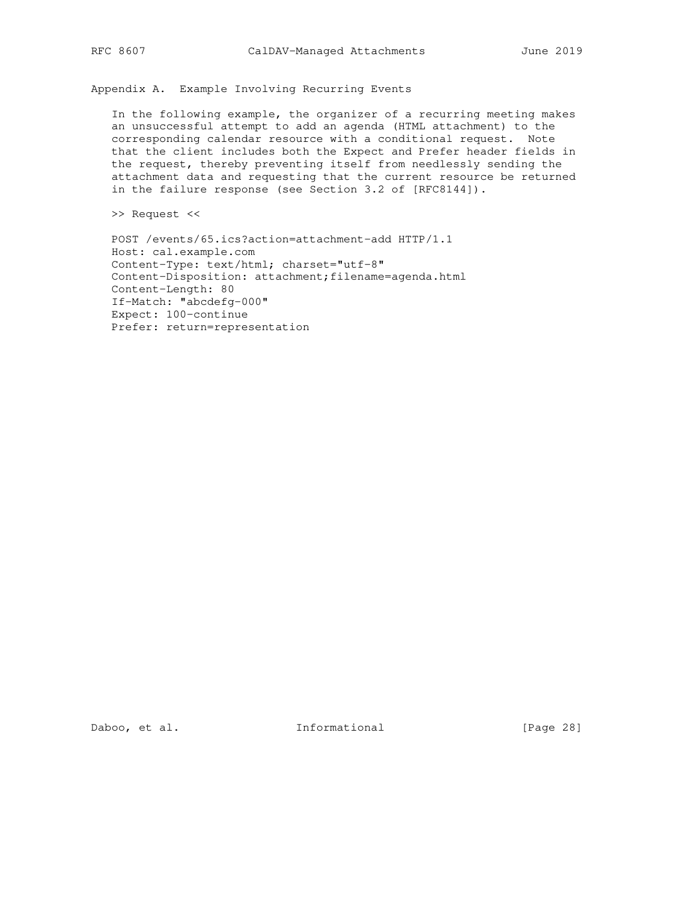## Appendix A. Example Involving Recurring Events

In the following example, the organizer of a recurring meeting makes an unsuccessful attempt to add an agenda (HTML attachment) to the corresponding calendar resource with a conditional request. Note that the client includes both the Expect and Prefer header fields in the request, thereby preventing itself from needlessly sending the attachment data and requesting that the current resource be returned in the failure response (see Section 3.2 of [RFC8144]).

>> Request <<

```
POST /events/65.ics?action=attachment-add HTTP/1.1
Host: cal.example.com
Content-Type: text/html; charset="utf-8"
Content-Disposition: attachment;filename=agenda.html
Content-Length: 80
If-Match: "abcdefg-000"
Expect: 100-continue
Prefer: return=representation
```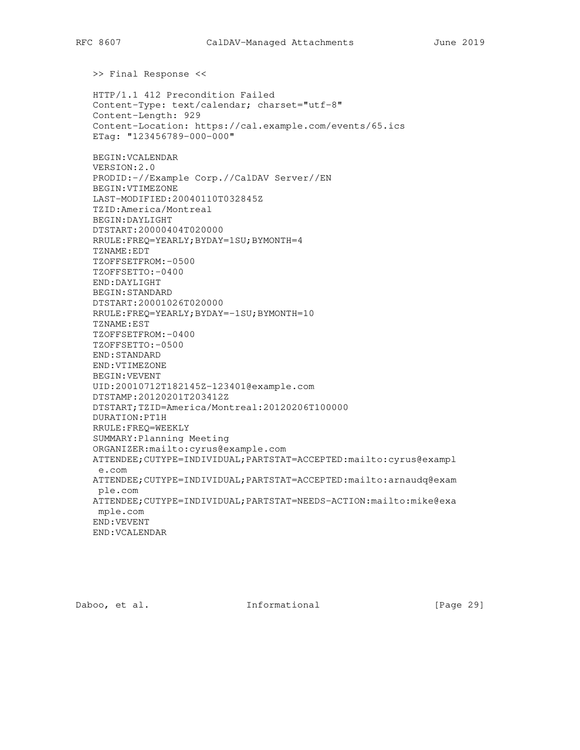```
>> Final Response <<

HTTP/1.1 412 Precondition Failed
Content-Type: text/calendar; charset="utf-8"
Content-Length: 929
Content-Location: https://cal.example.com/events/65.ics
ETag: "123456789-000-000"

BEGIN:VCALENDAR
VERSION:2.0
PRODID:-//Example Corp.//CalDAV Server//EN
BEGIN:VTIMEZONE
LAST-MODIFIED:20040110T032845Z
TZID:America/Montreal
BEGIN:DAYLIGHT
DTSTART:20000404T020000
RRULE:FREQ=YEARLY;BYDAY=1SU;BYMONTH=4
TZNAME:EDT
TZOFFSETFROM:-0500
TZOFFSETTO:-0400
END:DAYLIGHT
BEGIN:STANDARD
DTSTART:20001026T020000
RRULE:FREQ=YEARLY;BYDAY=-1SU;BYMONTH=10
TZNAME:EST
TZOFFSETFROM:-0400
TZOFFSETTO:-0500
END:STANDARD
END:VTIMEZONE
BEGIN:VEVENT
UID:20010712T182145Z-123401@example.com
DTSTAMP:20120201T203412Z
DTSTART;TZID=America/Montreal:20120206T100000
DURATION:PT1H
RRULE:FREQ=WEEKLY
SUMMARY:Planning Meeting
ORGANIZER:mailto:cyrus@example.com
ATTENDEE;CUTYPE=INDIVIDUAL;PARTSTAT=ACCEPTED:mailto:cyrus@exampl
 e.com
ATTENDEE;CUTYPE=INDIVIDUAL;PARTSTAT=ACCEPTED:mailto:arnaudq@exam
 ple.com
ATTENDEE;CUTYPE=INDIVIDUAL;PARTSTAT=NEEDS-ACTION:mailto:mike@exa
 mple.com
END:VEVENT
END:VCALENDAR
```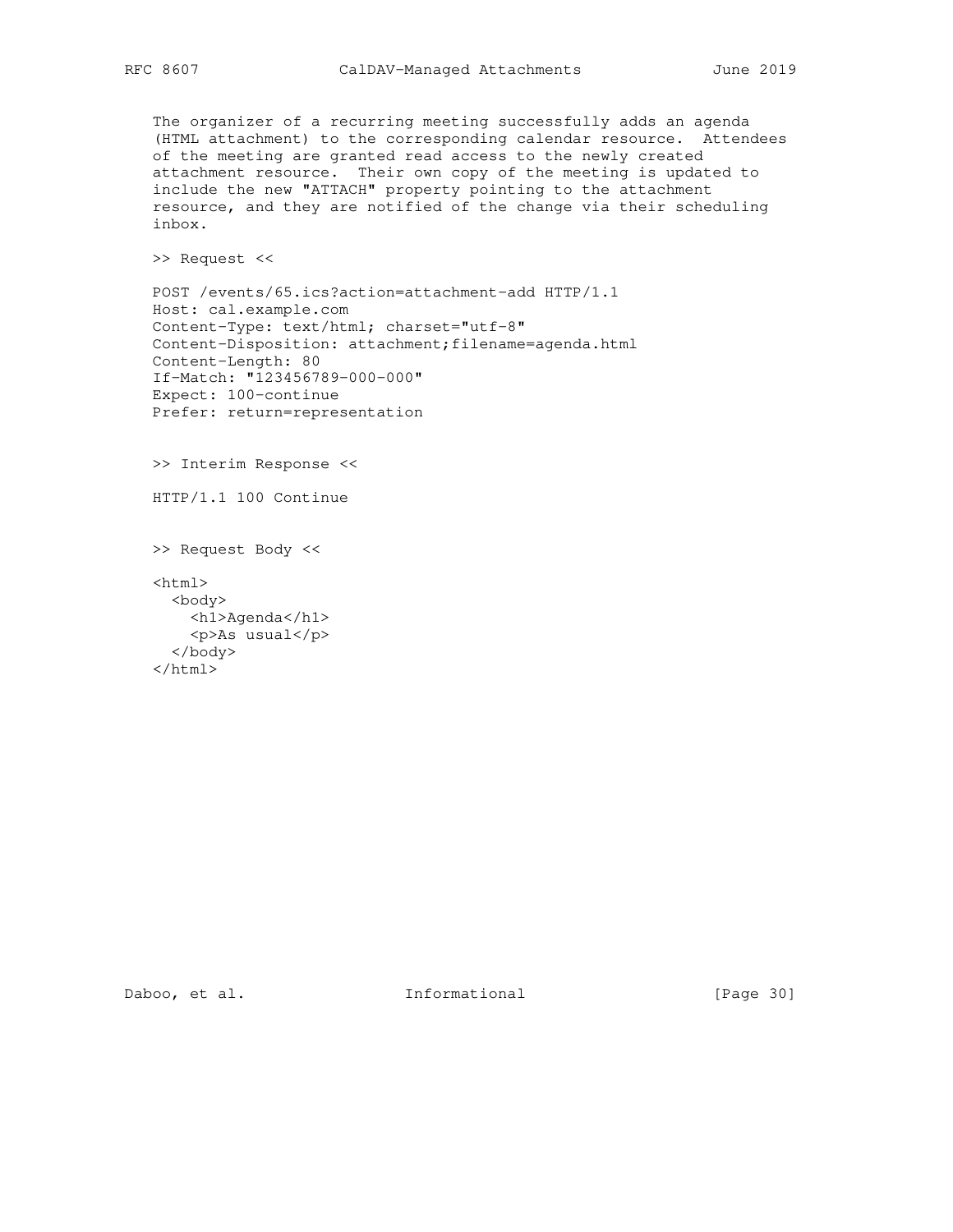The organizer of a recurring meeting successfully adds an agenda (HTML attachment) to the corresponding calendar resource. Attendees of the meeting are granted read access to the newly created attachment resource. Their own copy of the meeting is updated to include the new "ATTACH" property pointing to the attachment resource, and they are notified of the change via their scheduling inbox.

```
>> Request <<

POST /events/65.ics?action=attachment-add HTTP/1.1
Host: cal.example.com
Content-Type: text/html; charset="utf-8"
Content-Disposition: attachment;filename=agenda.html
Content-Length: 80
If-Match: "123456789-000-000"
Expect: 100-continue
Prefer: return=representation


>> Interim Response <<

HTTP/1.1 100 Continue


>> Request Body <<

<html>
  <body>
    <h1>Agenda</h1>
    <p>As usual</p>
  </body>
</html>
```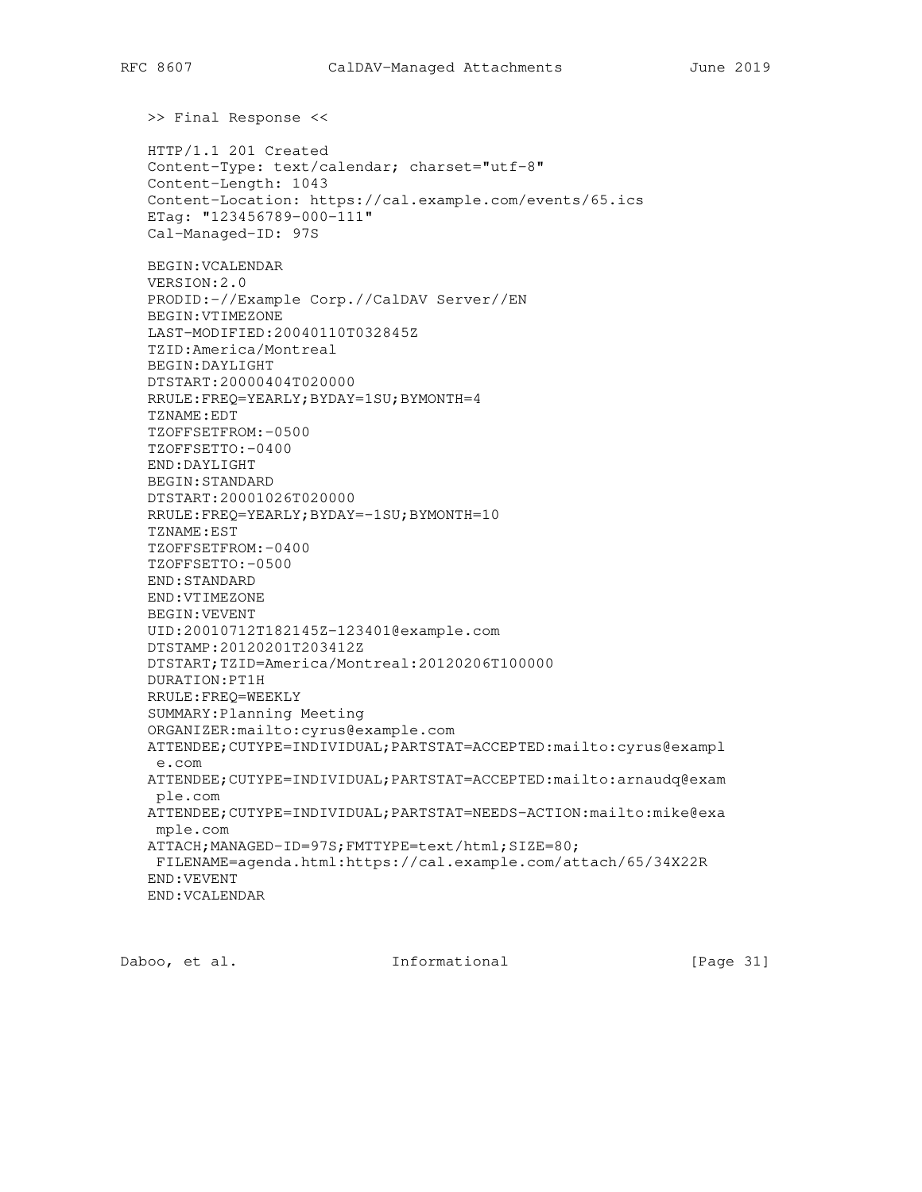```
>> Final Response <<

HTTP/1.1 201 Created
Content-Type: text/calendar; charset="utf-8"
Content-Length: 1043
Content-Location: https://cal.example.com/events/65.ics
ETag: "123456789-000-111"
Cal-Managed-ID: 97S

BEGIN:VCALENDAR
VERSION:2.0
PRODID:-//Example Corp.//CalDAV Server//EN
BEGIN:VTIMEZONE
LAST-MODIFIED:20040110T032845Z
TZID:America/Montreal
BEGIN:DAYLIGHT
DTSTART:20000404T020000
RRULE:FREQ=YEARLY;BYDAY=1SU;BYMONTH=4
TZNAME:EDT
TZOFFSETFROM:-0500
TZOFFSETTO:-0400
END:DAYLIGHT
BEGIN:STANDARD
DTSTART:20001026T020000
RRULE:FREQ=YEARLY;BYDAY=-1SU;BYMONTH=10
TZNAME:EST
TZOFFSETFROM:-0400
TZOFFSETTO:-0500
END:STANDARD
END:VTIMEZONE
BEGIN:VEVENT
UID:20010712T182145Z-123401@example.com
DTSTAMP:20120201T203412Z
DTSTART;TZID=America/Montreal:20120206T100000
DURATION:PT1H
RRULE:FREQ=WEEKLY
SUMMARY:Planning Meeting
ORGANIZER:mailto:cyrus@example.com
ATTENDEE;CUTYPE=INDIVIDUAL;PARTSTAT=ACCEPTED:mailto:cyrus@exampl
 e.com
ATTENDEE;CUTYPE=INDIVIDUAL;PARTSTAT=ACCEPTED:mailto:arnaudq@exam
 ple.com
ATTENDEE;CUTYPE=INDIVIDUAL;PARTSTAT=NEEDS-ACTION:mailto:mike@exa
 mple.com
ATTACH;MANAGED-ID=97S;FMTTYPE=text/html;SIZE=80;
 FILENAME=agenda.html:https://cal.example.com/attach/65/34X22R
END:VEVENT
END:VCALENDAR
```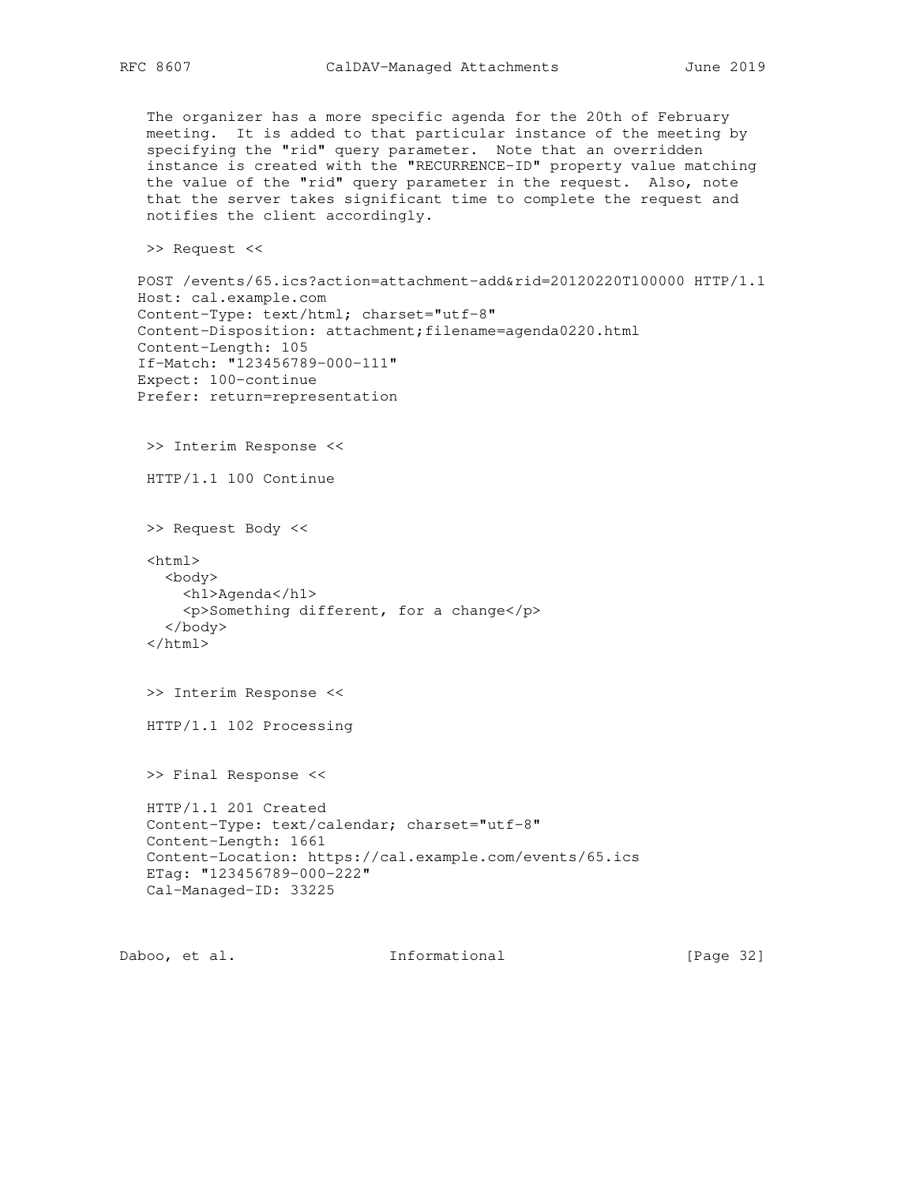The organizer has a more specific agenda for the 20th of February meeting. It is added to that particular instance of the meeting by specifying the "rid" query parameter. Note that an overridden instance is created with the "RECURRENCE-ID" property value matching the value of the "rid" query parameter in the request. Also, note that the server takes significant time to complete the request and notifies the client accordingly.

>> Request <<

```
POST /events/65.ics?action=attachment-add&rid=20120220T100000 HTTP/1.1
Host: cal.example.com
Content-Type: text/html; charset="utf-8"
Content-Disposition: attachment;filename=agenda0220.html
Content-Length: 105
If-Match: "123456789-000-111"
Expect: 100-continue
Prefer: return=representation
```

>> Interim Response <<

```
HTTP/1.1 100 Continue
```

>> Request Body <<

```
<html>
  <body>
    <h1>Agenda</h1>
    <p>Something different, for a change</p>
  </body>
</html>
```

>> Interim Response <<

```
HTTP/1.1 102 Processing
```

>> Final Response <<

```
HTTP/1.1 201 Created
Content-Type: text/calendar; charset="utf-8"
Content-Length: 1661
Content-Location: https://cal.example.com/events/65.ics
ETag: "123456789-000-222"
Cal-Managed-ID: 33225
```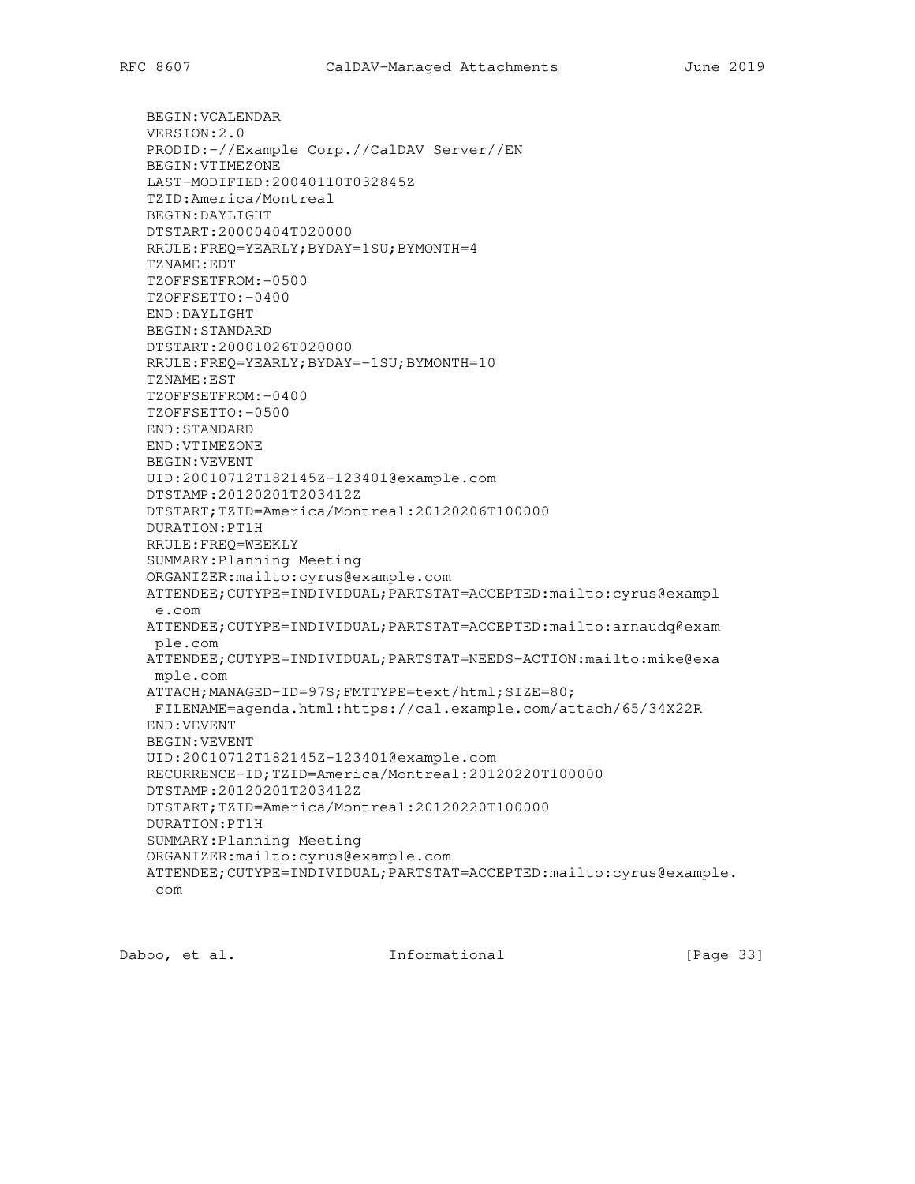```
   BEGIN:VCALENDAR
   VERSION:2.0
   PRODID:-//Example Corp.//CalDAV Server//EN
   BEGIN:VTIMEZONE
   LAST-MODIFIED:20040110T032845Z
   TZID:America/Montreal
   BEGIN:DAYLIGHT
   DTSTART:20000404T020000
   RRULE:FREQ=YEARLY;BYDAY=1SU;BYMONTH=4
   TZNAME:EDT
   TZOFFSETFROM:-0500
   TZOFFSETTO:-0400
   END:DAYLIGHT
   BEGIN:STANDARD
   DTSTART:20001026T020000
   RRULE:FREQ=YEARLY;BYDAY=-1SU;BYMONTH=10
   TZNAME:EST
   TZOFFSETFROM:-0400
   TZOFFSETTO:-0500
   END:STANDARD
   END:VTIMEZONE
   BEGIN:VEVENT
   UID:20010712T182145Z-123401@example.com
   DTSTAMP:20120201T203412Z
   DTSTART;TZID=America/Montreal:20120206T100000
   DURATION:PT1H
   RRULE:FREQ=WEEKLY
   SUMMARY:Planning Meeting
   ORGANIZER:mailto:cyrus@example.com
   ATTENDEE;CUTYPE=INDIVIDUAL;PARTSTAT=ACCEPTED:mailto:cyrus@exampl
    e.com
   ATTENDEE;CUTYPE=INDIVIDUAL;PARTSTAT=ACCEPTED:mailto:arnaudq@exam
    ple.com
   ATTENDEE;CUTYPE=INDIVIDUAL;PARTSTAT=NEEDS-ACTION:mailto:mike@exa
    mple.com
   ATTACH;MANAGED-ID=97S;FMTTYPE=text/html;SIZE=80;
    FILENAME=agenda.html:https://cal.example.com/attach/65/34X22R
   END:VEVENT
   BEGIN:VEVENT
   UID:20010712T182145Z-123401@example.com
   RECURRENCE-ID;TZID=America/Montreal:20120220T100000
   DTSTAMP:20120201T203412Z
   DTSTART;TZID=America/Montreal:20120220T100000
   DURATION:PT1H
   SUMMARY:Planning Meeting
   ORGANIZER:mailto:cyrus@example.com
   ATTENDEE;CUTYPE=INDIVIDUAL;PARTSTAT=ACCEPTED:mailto:cyrus@example.
    com
```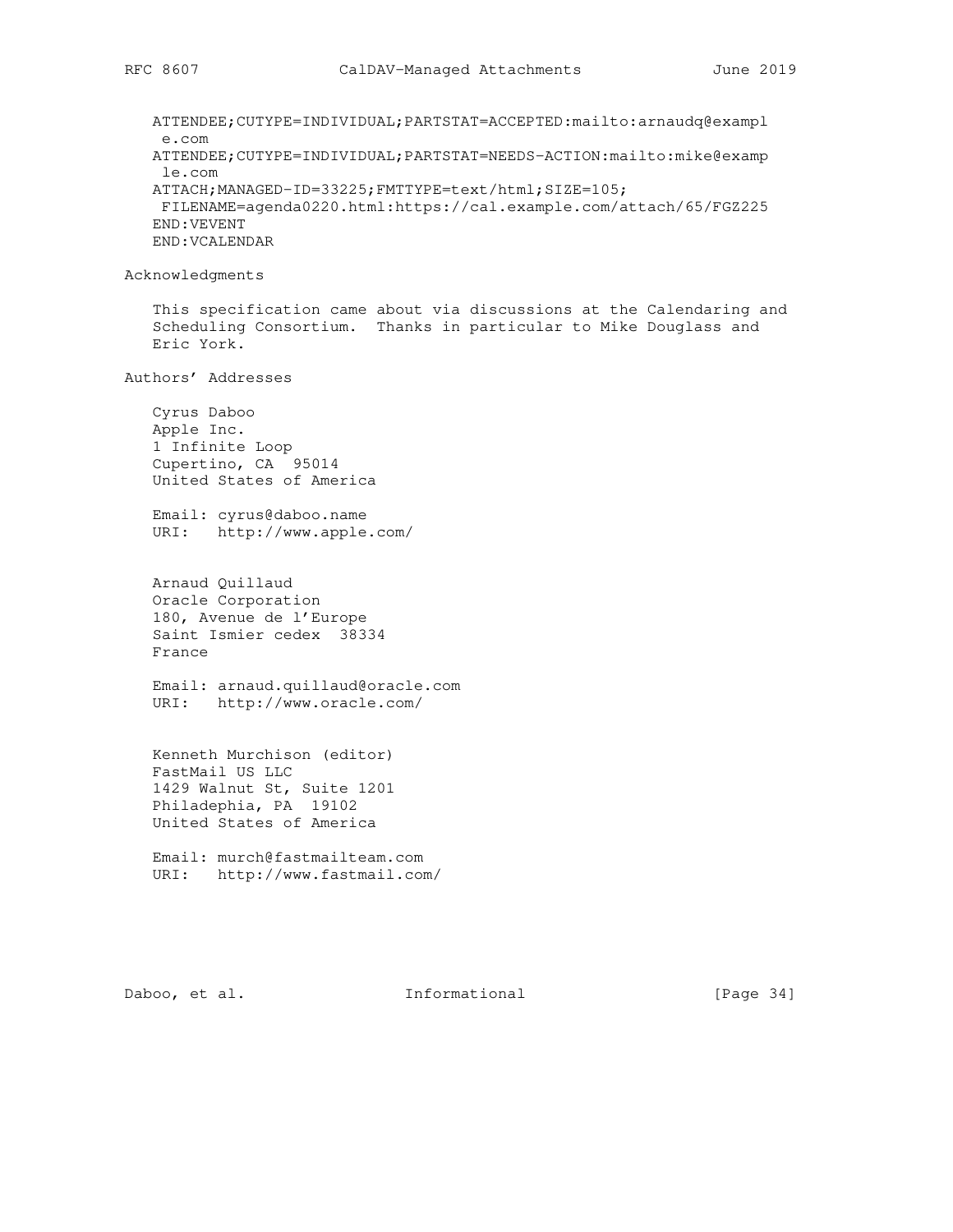```
   ATTENDEE;CUTYPE=INDIVIDUAL;PARTSTAT=ACCEPTED:mailto:arnaudq@exampl
    e.com
   ATTENDEE;CUTYPE=INDIVIDUAL;PARTSTAT=NEEDS-ACTION:mailto:mike@examp
    le.com
   ATTACH;MANAGED-ID=33225;FMTTYPE=text/html;SIZE=105;
    FILENAME=agenda0220.html:https://cal.example.com/attach/65/FGZ225
   END:VEVENT
   END:VCALENDAR
```

## Acknowledgments

This specification came about via discussions at the Calendaring and Scheduling Consortium. Thanks in particular to Mike Douglass and Eric York.

## Authors' Addresses

Cyrus Daboo
Apple Inc.
1 Infinite Loop
Cupertino, CA 95014
United States of America

Email: cyrus@daboo.name
URI: http://www.apple.com/

Arnaud Quillaud
Oracle Corporation
180, Avenue de l'Europe
Saint Ismier cedex 38334
France

Email: arnaud.quillaud@oracle.com
URI: http://www.oracle.com/

Kenneth Murchison (editor)
FastMail US LLC
1429 Walnut St, Suite 1201
Philadephia, PA 19102
United States of America

Email: murch@fastmailteam.com
URI: http://www.fastmail.com/